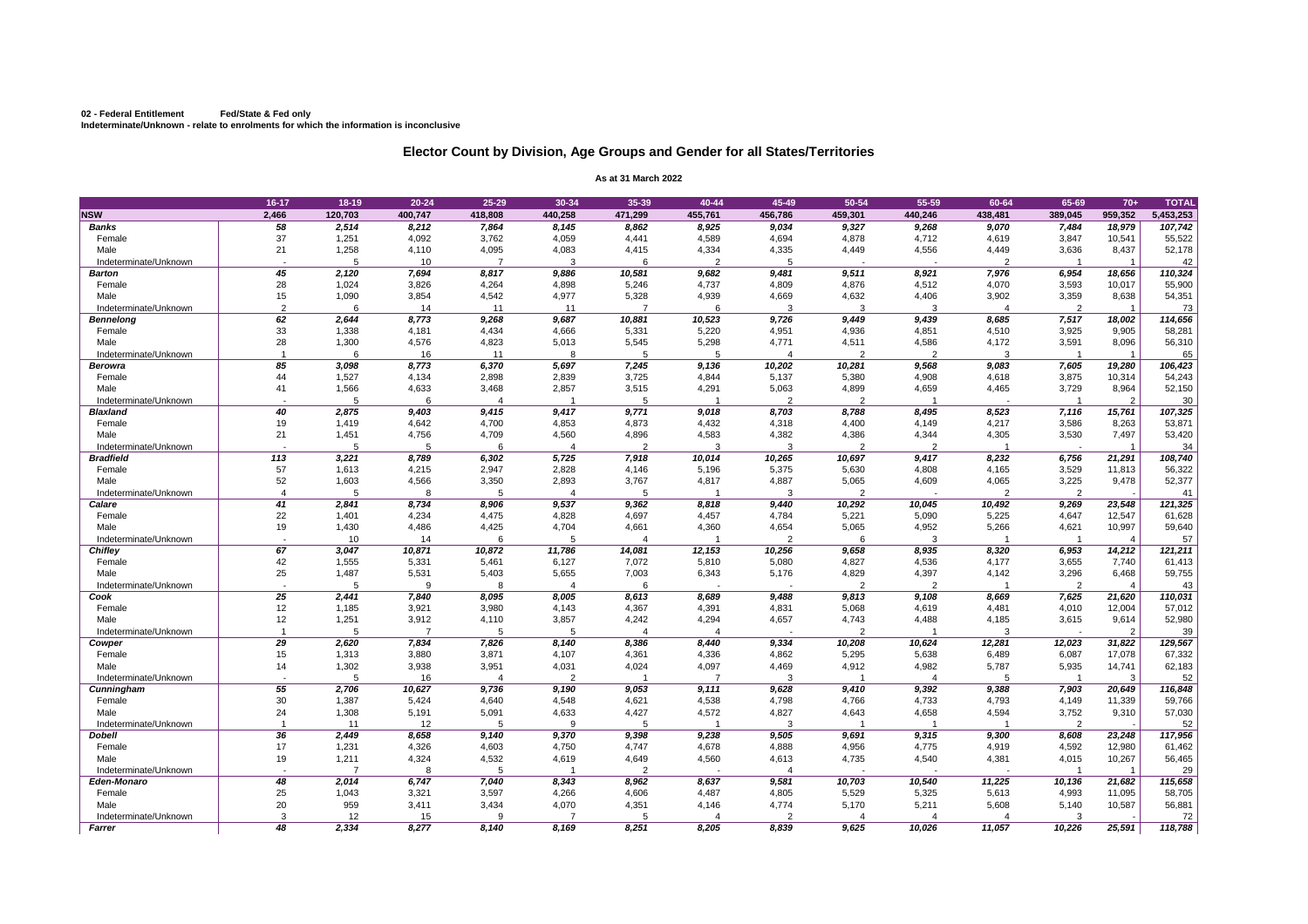02 - Federal Entitlement Fed/State & Fed only
Indeterminate/Unknown - relate to enrolments for which the information is inconclusive

# Elector Count by Division, Age Groups and Gender for all States/Territories

As at 31 March 2022

| | 16-17 | 18-19 | 20-24 | 25-29 | 30-34 | 35-39 | 40-44 | 45-49 | 50-54 | 55-59 | 60-64 | 65-69 | 70+ | TOTAL |
|---|---|---|---|---|---|---|---|---|---|---|---|---|---|---|
| **NSW** | **2,466** | **120,703** | **400,747** | **418,808** | **440,258** | **471,299** | **455,761** | **456,786** | **459,301** | **440,246** | **438,481** | **389,045** | **959,352** | **5,453,253** |
| ***Banks*** | ***58*** | ***2,514*** | ***8,212*** | ***7,864*** | ***8,145*** | ***8,862*** | ***8,925*** | ***9,034*** | ***9,327*** | ***9,268*** | ***9,070*** | ***7,484*** | ***18,979*** | ***107,742*** |
| Female | 37 | 1,251 | 4,092 | 3,762 | 4,059 | 4,441 | 4,589 | 4,694 | 4,878 | 4,712 | 4,619 | 3,847 | 10,541 | 55,522 |
| Male | 21 | 1,258 | 4,110 | 4,095 | 4,083 | 4,415 | 4,334 | 4,335 | 4,449 | 4,556 | 4,449 | 3,636 | 8,437 | 52,178 |
| Indeterminate/Unknown | - | 5 | 10 | 7 | 3 | 6 | 2 | 5 | - | - | 2 | 1 | 1 | 42 |
| ***Barton*** | ***45*** | ***2,120*** | ***7,694*** | ***8,817*** | ***9,886*** | ***10,581*** | ***9,682*** | ***9,481*** | ***9,511*** | ***8,921*** | ***7,976*** | ***6,954*** | ***18,656*** | ***110,324*** |
| Female | 28 | 1,024 | 3,826 | 4,264 | 4,898 | 5,246 | 4,737 | 4,809 | 4,876 | 4,512 | 4,070 | 3,593 | 10,017 | 55,900 |
| Male | 15 | 1,090 | 3,854 | 4,542 | 4,977 | 5,328 | 4,939 | 4,669 | 4,632 | 4,406 | 3,902 | 3,359 | 8,638 | 54,351 |
| Indeterminate/Unknown | 2 | 6 | 14 | 11 | 11 | 7 | 6 | 3 | 3 | 3 | 4 | 2 | 1 | 73 |
| ***Bennelong*** | ***62*** | ***2,644*** | ***8,773*** | ***9,268*** | ***9,687*** | ***10,881*** | ***10,523*** | ***9,726*** | ***9,449*** | ***9,439*** | ***8,685*** | ***7,517*** | ***18,002*** | ***114,656*** |
| Female | 33 | 1,338 | 4,181 | 4,434 | 4,666 | 5,331 | 5,220 | 4,951 | 4,936 | 4,851 | 4,510 | 3,925 | 9,905 | 58,281 |
| Male | 28 | 1,300 | 4,576 | 4,823 | 5,013 | 5,545 | 5,298 | 4,771 | 4,511 | 4,586 | 4,172 | 3,591 | 8,096 | 56,310 |
| Indeterminate/Unknown | 1 | 6 | 16 | 11 | 8 | 5 | 5 | 4 | 2 | 2 | 3 | 1 | 1 | 65 |
| ***Berowra*** | ***85*** | ***3,098*** | ***8,773*** | ***6,370*** | ***5,697*** | ***7,245*** | ***9,136*** | ***10,202*** | ***10,281*** | ***9,568*** | ***9,083*** | ***7,605*** | ***19,280*** | ***106,423*** |
| Female | 44 | 1,527 | 4,134 | 2,898 | 2,839 | 3,725 | 4,844 | 5,137 | 5,380 | 4,908 | 4,618 | 3,875 | 10,314 | 54,243 |
| Male | 41 | 1,566 | 4,633 | 3,468 | 2,857 | 3,515 | 4,291 | 5,063 | 4,899 | 4,659 | 4,465 | 3,729 | 8,964 | 52,150 |
| Indeterminate/Unknown | - | 5 | 6 | 4 | 1 | 5 | 1 | 2 | 2 | 1 | - | 1 | 2 | 30 |
| ***Blaxland*** | ***40*** | ***2,875*** | ***9,403*** | ***9,415*** | ***9,417*** | ***9,771*** | ***9,018*** | ***8,703*** | ***8,788*** | ***8,495*** | ***8,523*** | ***7,116*** | ***15,761*** | ***107,325*** |
| Female | 19 | 1,419 | 4,642 | 4,700 | 4,853 | 4,873 | 4,432 | 4,318 | 4,400 | 4,149 | 4,217 | 3,586 | 8,263 | 53,871 |
| Male | 21 | 1,451 | 4,756 | 4,709 | 4,560 | 4,896 | 4,583 | 4,382 | 4,386 | 4,344 | 4,305 | 3,530 | 7,497 | 53,420 |
| Indeterminate/Unknown | - | 5 | 5 | 6 | 4 | 2 | 3 | 3 | 2 | 2 | 1 | - | 1 | 34 |
| ***Bradfield*** | ***113*** | ***3,221*** | ***8,789*** | ***6,302*** | ***5,725*** | ***7,918*** | ***10,014*** | ***10,265*** | ***10,697*** | ***9,417*** | ***8,232*** | ***6,756*** | ***21,291*** | ***108,740*** |
| Female | 57 | 1,613 | 4,215 | 2,947 | 2,828 | 4,146 | 5,196 | 5,375 | 5,630 | 4,808 | 4,165 | 3,529 | 11,813 | 56,322 |
| Male | 52 | 1,603 | 4,566 | 3,350 | 2,893 | 3,767 | 4,817 | 4,887 | 5,065 | 4,609 | 4,065 | 3,225 | 9,478 | 52,377 |
| Indeterminate/Unknown | 4 | 5 | 8 | 5 | 4 | 5 | 1 | 3 | 2 | - | 2 | 2 | - | 41 |
| ***Calare*** | ***41*** | ***2,841*** | ***8,734*** | ***8,906*** | ***9,537*** | ***9,362*** | ***8,818*** | ***9,440*** | ***10,292*** | ***10,045*** | ***10,492*** | ***9,269*** | ***23,548*** | ***121,325*** |
| Female | 22 | 1,401 | 4,234 | 4,475 | 4,828 | 4,697 | 4,457 | 4,784 | 5,221 | 5,090 | 5,225 | 4,647 | 12,547 | 61,628 |
| Male | 19 | 1,430 | 4,486 | 4,425 | 4,704 | 4,661 | 4,360 | 4,654 | 5,065 | 4,952 | 5,266 | 4,621 | 10,997 | 59,640 |
| Indeterminate/Unknown | - | 10 | 14 | 6 | 5 | 4 | 1 | 2 | 6 | 3 | 1 | 1 | 4 | 57 |
| ***Chifley*** | ***67*** | ***3,047*** | ***10,871*** | ***10,872*** | ***11,786*** | ***14,081*** | ***12,153*** | ***10,256*** | ***9,658*** | ***8,935*** | ***8,320*** | ***6,953*** | ***14,212*** | ***121,211*** |
| Female | 42 | 1,555 | 5,331 | 5,461 | 6,127 | 7,072 | 5,810 | 5,080 | 4,827 | 4,536 | 4,177 | 3,655 | 7,740 | 61,413 |
| Male | 25 | 1,487 | 5,531 | 5,403 | 5,655 | 7,003 | 6,343 | 5,176 | 4,829 | 4,397 | 4,142 | 3,296 | 6,468 | 59,755 |
| Indeterminate/Unknown | - | 5 | 9 | 8 | 4 | 6 | - | - | 2 | 2 | 1 | 2 | 4 | 43 |
| ***Cook*** | ***25*** | ***2,441*** | ***7,840*** | ***8,095*** | ***8,005*** | ***8,613*** | ***8,689*** | ***9,488*** | ***9,813*** | ***9,108*** | ***8,669*** | ***7,625*** | ***21,620*** | ***110,031*** |
| Female | 12 | 1,185 | 3,921 | 3,980 | 4,143 | 4,367 | 4,391 | 4,831 | 5,068 | 4,619 | 4,481 | 4,010 | 12,004 | 57,012 |
| Male | 12 | 1,251 | 3,912 | 4,110 | 3,857 | 4,242 | 4,294 | 4,657 | 4,743 | 4,488 | 4,185 | 3,615 | 9,614 | 52,980 |
| Indeterminate/Unknown | 1 | 5 | 7 | 5 | 5 | 4 | 4 | - | 2 | 1 | 3 | - | 2 | 39 |
| ***Cowper*** | ***29*** | ***2,620*** | ***7,834*** | ***7,826*** | ***8,140*** | ***8,386*** | ***8,440*** | ***9,334*** | ***10,208*** | ***10,624*** | ***12,281*** | ***12,023*** | ***31,822*** | ***129,567*** |
| Female | 15 | 1,313 | 3,880 | 3,871 | 4,107 | 4,361 | 4,336 | 4,862 | 5,295 | 5,638 | 6,489 | 6,087 | 17,078 | 67,332 |
| Male | 14 | 1,302 | 3,938 | 3,951 | 4,031 | 4,024 | 4,097 | 4,469 | 4,912 | 4,982 | 5,787 | 5,935 | 14,741 | 62,183 |
| Indeterminate/Unknown | - | 5 | 16 | 4 | 2 | 1 | 7 | 3 | 1 | 4 | 5 | 1 | 3 | 52 |
| ***Cunningham*** | ***55*** | ***2,706*** | ***10,627*** | ***9,736*** | ***9,190*** | ***9,053*** | ***9,111*** | ***9,628*** | ***9,410*** | ***9,392*** | ***9,388*** | ***7,903*** | ***20,649*** | ***116,848*** |
| Female | 30 | 1,387 | 5,424 | 4,640 | 4,548 | 4,621 | 4,538 | 4,798 | 4,766 | 4,733 | 4,793 | 4,149 | 11,339 | 59,766 |
| Male | 24 | 1,308 | 5,191 | 5,091 | 4,633 | 4,427 | 4,572 | 4,827 | 4,643 | 4,658 | 4,594 | 3,752 | 9,310 | 57,030 |
| Indeterminate/Unknown | 1 | 11 | 12 | 5 | 9 | 5 | 1 | 3 | 1 | 1 | 1 | 2 | - | 52 |
| ***Dobell*** | ***36*** | ***2,449*** | ***8,658*** | ***9,140*** | ***9,370*** | ***9,398*** | ***9,238*** | ***9,505*** | ***9,691*** | ***9,315*** | ***9,300*** | ***8,608*** | ***23,248*** | ***117,956*** |
| Female | 17 | 1,231 | 4,326 | 4,603 | 4,750 | 4,747 | 4,678 | 4,888 | 4,956 | 4,775 | 4,919 | 4,592 | 12,980 | 61,462 |
| Male | 19 | 1,211 | 4,324 | 4,532 | 4,619 | 4,649 | 4,560 | 4,613 | 4,735 | 4,540 | 4,381 | 4,015 | 10,267 | 56,465 |
| Indeterminate/Unknown | - | 7 | 8 | 5 | 1 | 2 | - | 4 | - | - | - | 1 | 1 | 29 |
| ***Eden-Monaro*** | ***48*** | ***2,014*** | ***6,747*** | ***7,040*** | ***8,343*** | ***8,962*** | ***8,637*** | ***9,581*** | ***10,703*** | ***10,540*** | ***11,225*** | ***10,136*** | ***21,682*** | ***115,658*** |
| Female | 25 | 1,043 | 3,321 | 3,597 | 4,266 | 4,606 | 4,487 | 4,805 | 5,529 | 5,325 | 5,613 | 4,993 | 11,095 | 58,705 |
| Male | 20 | 959 | 3,411 | 3,434 | 4,070 | 4,351 | 4,146 | 4,774 | 5,170 | 5,211 | 5,608 | 5,140 | 10,587 | 56,881 |
| Indeterminate/Unknown | 3 | 12 | 15 | 9 | 7 | 5 | 4 | 2 | 4 | 4 | 4 | 3 | - | 72 |
| ***Farrer*** | ***48*** | ***2,334*** | ***8,277*** | ***8,140*** | ***8,169*** | ***8,251*** | ***8,205*** | ***8,839*** | ***9,625*** | ***10,026*** | ***11,057*** | ***10,226*** | ***25,591*** | ***118,788*** |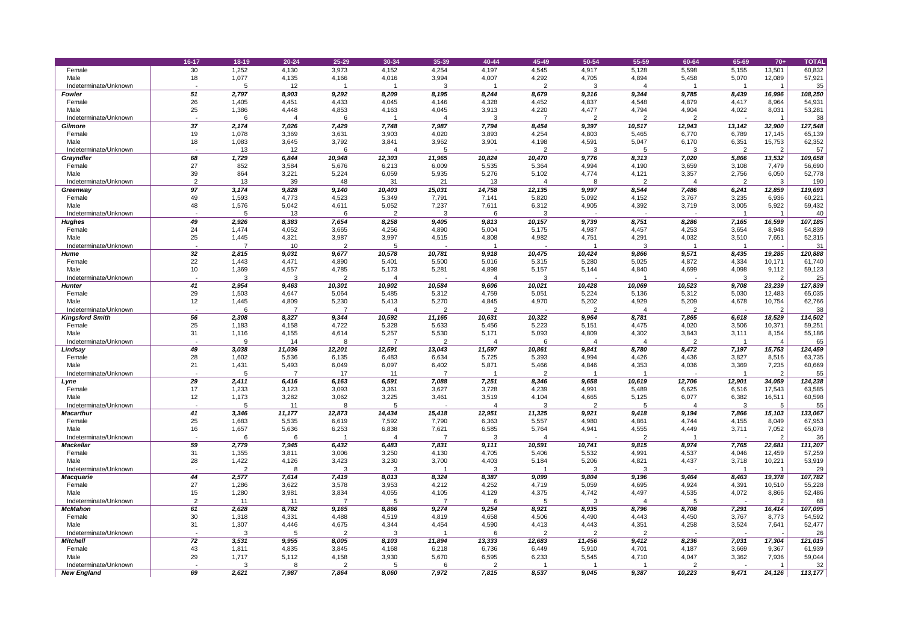| | 16-17 | 18-19 | 20-24 | 25-29 | 30-34 | 35-39 | 40-44 | 45-49 | 50-54 | 55-59 | 60-64 | 65-69 | 70+ | TOTAL |
|---|---|---|---|---|---|---|---|---|---|---|---|---|---|---|
| Female | 30 | 1,252 | 4,130 | 3,973 | 4,152 | 4,254 | 4,197 | 4,545 | 4,917 | 5,128 | 5,598 | 5,155 | 13,501 | 60,832 |
| Male | 18 | 1,077 | 4,135 | 4,166 | 4,016 | 3,994 | 4,007 | 4,292 | 4,705 | 4,894 | 5,458 | 5,070 | 12,089 | 57,921 |
| Indeterminate/Unknown | - | 5 | 12 | 1 | 1 | 3 | 1 | 2 | 3 | 4 | 1 | 1 | 1 | 35 |
| ***Fowler*** | ***51*** | ***2,797*** | ***8,903*** | ***9,292*** | ***8,209*** | ***8,195*** | ***8,244*** | ***8,679*** | ***9,316*** | ***9,344*** | ***9,785*** | ***8,439*** | ***16,996*** | ***108,250*** |
| Female | 26 | 1,405 | 4,451 | 4,433 | 4,045 | 4,146 | 4,328 | 4,452 | 4,837 | 4,548 | 4,879 | 4,417 | 8,964 | 54,931 |
| Male | 25 | 1,386 | 4,448 | 4,853 | 4,163 | 4,045 | 3,913 | 4,220 | 4,477 | 4,794 | 4,904 | 4,022 | 8,031 | 53,281 |
| Indeterminate/Unknown | - | 6 | 4 | 6 | 1 | 4 | 3 | 7 | 2 | 2 | 2 | - | 1 | 38 |
| ***Gilmore*** | ***37*** | ***2,174*** | ***7,026*** | ***7,429*** | ***7,748*** | ***7,987*** | ***7,794*** | ***8,454*** | ***9,397*** | ***10,517*** | ***12,943*** | ***13,142*** | ***32,900*** | ***127,548*** |
| Female | 19 | 1,078 | 3,369 | 3,631 | 3,903 | 4,020 | 3,893 | 4,254 | 4,803 | 5,465 | 6,770 | 6,789 | 17,145 | 65,139 |
| Male | 18 | 1,083 | 3,645 | 3,792 | 3,841 | 3,962 | 3,901 | 4,198 | 4,591 | 5,047 | 6,170 | 6,351 | 15,753 | 62,352 |
| Indeterminate/Unknown | - | 13 | 12 | 6 | 4 | 5 | - | 2 | 3 | 5 | 3 | 2 | 2 | 57 |
| ***Grayndler*** | ***68*** | ***1,729*** | ***6,844*** | ***10,948*** | ***12,303*** | ***11,965*** | ***10,824*** | ***10,470*** | ***9,776*** | ***8,313*** | ***7,020*** | ***5,866*** | ***13,532*** | ***109,658*** |
| Female | 27 | 852 | 3,584 | 5,676 | 6,213 | 6,009 | 5,535 | 5,364 | 4,994 | 4,190 | 3,659 | 3,108 | 7,479 | 56,690 |
| Male | 39 | 864 | 3,221 | 5,224 | 6,059 | 5,935 | 5,276 | 5,102 | 4,774 | 4,121 | 3,357 | 2,756 | 6,050 | 52,778 |
| Indeterminate/Unknown | 2 | 13 | 39 | 48 | 31 | 21 | 13 | 4 | 8 | 2 | 4 | 2 | 3 | 190 |
| ***Greenway*** | ***97*** | ***3,174*** | ***9,828*** | ***9,140*** | ***10,403*** | ***15,031*** | ***14,758*** | ***12,135*** | ***9,997*** | ***8,544*** | ***7,486*** | ***6,241*** | ***12,859*** | ***119,693*** |
| Female | 49 | 1,593 | 4,773 | 4,523 | 5,349 | 7,791 | 7,141 | 5,820 | 5,092 | 4,152 | 3,767 | 3,235 | 6,936 | 60,221 |
| Male | 48 | 1,576 | 5,042 | 4,611 | 5,052 | 7,237 | 7,611 | 6,312 | 4,905 | 4,392 | 3,719 | 3,005 | 5,922 | 59,432 |
| Indeterminate/Unknown | - | 5 | 13 | 6 | 2 | 3 | 6 | 3 | - | - | - | 1 | 1 | 40 |
| ***Hughes*** | ***49*** | ***2,926*** | ***8,383*** | ***7,654*** | ***8,258*** | ***9,405*** | ***9,813*** | ***10,157*** | ***9,739*** | ***8,751*** | ***8,286*** | ***7,165*** | ***16,599*** | ***107,185*** |
| Female | 24 | 1,474 | 4,052 | 3,665 | 4,256 | 4,890 | 5,004 | 5,175 | 4,987 | 4,457 | 4,253 | 3,654 | 8,948 | 54,839 |
| Male | 25 | 1,445 | 4,321 | 3,987 | 3,997 | 4,515 | 4,808 | 4,982 | 4,751 | 4,291 | 4,032 | 3,510 | 7,651 | 52,315 |
| Indeterminate/Unknown | - | 7 | 10 | 2 | 5 | - | 1 | - | 1 | 3 | 1 | 1 | - | 31 |
| ***Hume*** | ***32*** | ***2,815*** | ***9,031*** | ***9,677*** | ***10,578*** | ***10,781*** | ***9,918*** | ***10,475*** | ***10,424*** | ***9,866*** | ***9,571*** | ***8,435*** | ***19,285*** | ***120,888*** |
| Female | 22 | 1,443 | 4,471 | 4,890 | 5,401 | 5,500 | 5,016 | 5,315 | 5,280 | 5,025 | 4,872 | 4,334 | 10,171 | 61,740 |
| Male | 10 | 1,369 | 4,557 | 4,785 | 5,173 | 5,281 | 4,898 | 5,157 | 5,144 | 4,840 | 4,699 | 4,098 | 9,112 | 59,123 |
| Indeterminate/Unknown | - | 3 | 3 | 2 | 4 | - | 4 | 3 | - | 1 | - | 3 | 2 | 25 |
| ***Hunter*** | ***41*** | ***2,954*** | ***9,463*** | ***10,301*** | ***10,902*** | ***10,584*** | ***9,606*** | ***10,021*** | ***10,428*** | ***10,069*** | ***10,523*** | ***9,708*** | ***23,239*** | ***127,839*** |
| Female | 29 | 1,503 | 4,647 | 5,064 | 5,485 | 5,312 | 4,759 | 5,051 | 5,224 | 5,136 | 5,312 | 5,030 | 12,483 | 65,035 |
| Male | 12 | 1,445 | 4,809 | 5,230 | 5,413 | 5,270 | 4,845 | 4,970 | 5,202 | 4,929 | 5,209 | 4,678 | 10,754 | 62,766 |
| Indeterminate/Unknown | - | 6 | 7 | 7 | 4 | 2 | 2 | - | 2 | 4 | 2 | - | 2 | 38 |
| ***Kingsford Smith*** | ***56*** | ***2,308*** | ***8,327*** | ***9,344*** | ***10,592*** | ***11,165*** | ***10,631*** | ***10,322*** | ***9,964*** | ***8,781*** | ***7,865*** | ***6,618*** | ***18,529*** | ***114,502*** |
| Female | 25 | 1,183 | 4,158 | 4,722 | 5,328 | 5,633 | 5,456 | 5,223 | 5,151 | 4,475 | 4,020 | 3,506 | 10,371 | 59,251 |
| Male | 31 | 1,116 | 4,155 | 4,614 | 5,257 | 5,530 | 5,171 | 5,093 | 4,809 | 4,302 | 3,843 | 3,111 | 8,154 | 55,186 |
| Indeterminate/Unknown | - | 9 | 14 | 8 | 7 | 2 | 4 | 6 | 4 | 4 | 2 | 1 | 4 | 65 |
| ***Lindsay*** | ***49*** | ***3,038*** | ***11,036*** | ***12,201*** | ***12,591*** | ***13,043*** | ***11,597*** | ***10,861*** | ***9,841*** | ***8,780*** | ***8,472*** | ***7,197*** | ***15,753*** | ***124,459*** |
| Female | 28 | 1,602 | 5,536 | 6,135 | 6,483 | 6,634 | 5,725 | 5,393 | 4,994 | 4,426 | 4,436 | 3,827 | 8,516 | 63,735 |
| Male | 21 | 1,431 | 5,493 | 6,049 | 6,097 | 6,402 | 5,871 | 5,466 | 4,846 | 4,353 | 4,036 | 3,369 | 7,235 | 60,669 |
| Indeterminate/Unknown | - | 5 | 7 | 17 | 11 | 7 | 1 | 2 | 1 | 1 | - | 1 | 2 | 55 |
| ***Lyne*** | ***29*** | ***2,411*** | ***6,416*** | ***6,163*** | ***6,591*** | ***7,088*** | ***7,251*** | ***8,346*** | ***9,658*** | ***10,619*** | ***12,706*** | ***12,901*** | ***34,059*** | ***124,238*** |
| Female | 17 | 1,233 | 3,123 | 3,093 | 3,361 | 3,627 | 3,728 | 4,239 | 4,991 | 5,489 | 6,625 | 6,516 | 17,543 | 63,585 |
| Male | 12 | 1,173 | 3,282 | 3,062 | 3,225 | 3,461 | 3,519 | 4,104 | 4,665 | 5,125 | 6,077 | 6,382 | 16,511 | 60,598 |
| Indeterminate/Unknown | - | 5 | 11 | 8 | 5 | - | 4 | 3 | 2 | 5 | 4 | 3 | 5 | 55 |
| ***Macarthur*** | ***41*** | ***3,346*** | ***11,177*** | ***12,873*** | ***14,434*** | ***15,418*** | ***12,951*** | ***11,325*** | ***9,921*** | ***9,418*** | ***9,194*** | ***7,866*** | ***15,103*** | ***133,067*** |
| Female | 25 | 1,683 | 5,535 | 6,619 | 7,592 | 7,790 | 6,363 | 5,557 | 4,980 | 4,861 | 4,744 | 4,155 | 8,049 | 67,953 |
| Male | 16 | 1,657 | 5,636 | 6,253 | 6,838 | 7,621 | 6,585 | 5,764 | 4,941 | 4,555 | 4,449 | 3,711 | 7,052 | 65,078 |
| Indeterminate/Unknown | - | 6 | 6 | 1 | 4 | 7 | 3 | 4 | - | 2 | 1 | - | 2 | 36 |
| ***Mackellar*** | ***59*** | ***2,779*** | ***7,945*** | ***6,432*** | ***6,483*** | ***7,831*** | ***9,111*** | ***10,591*** | ***10,741*** | ***9,815*** | ***8,974*** | ***7,765*** | ***22,681*** | ***111,207*** |
| Female | 31 | 1,355 | 3,811 | 3,006 | 3,250 | 4,130 | 4,705 | 5,406 | 5,532 | 4,991 | 4,537 | 4,046 | 12,459 | 57,259 |
| Male | 28 | 1,422 | 4,126 | 3,423 | 3,230 | 3,700 | 4,403 | 5,184 | 5,206 | 4,821 | 4,437 | 3,718 | 10,221 | 53,919 |
| Indeterminate/Unknown | - | 2 | 8 | 3 | 3 | 1 | 3 | 1 | 3 | 3 | - | 1 | 1 | 29 |
| ***Macquarie*** | ***44*** | ***2,577*** | ***7,614*** | ***7,419*** | ***8,013*** | ***8,324*** | ***8,387*** | ***9,099*** | ***9,804*** | ***9,196*** | ***9,464*** | ***8,463*** | ***19,378*** | ***107,782*** |
| Female | 27 | 1,286 | 3,622 | 3,578 | 3,953 | 4,212 | 4,252 | 4,719 | 5,059 | 4,695 | 4,924 | 4,391 | 10,510 | 55,228 |
| Male | 15 | 1,280 | 3,981 | 3,834 | 4,055 | 4,105 | 4,129 | 4,375 | 4,742 | 4,497 | 4,535 | 4,072 | 8,866 | 52,486 |
| Indeterminate/Unknown | 2 | 11 | 11 | 7 | 5 | 7 | 6 | 5 | 3 | 4 | 5 | - | 2 | 68 |
| ***McMahon*** | ***61*** | ***2,628*** | ***8,782*** | ***9,165*** | ***8,866*** | ***9,274*** | ***9,254*** | ***8,921*** | ***8,935*** | ***8,796*** | ***8,708*** | ***7,291*** | ***16,414*** | ***107,095*** |
| Female | 30 | 1,318 | 4,331 | 4,488 | 4,519 | 4,819 | 4,658 | 4,506 | 4,490 | 4,443 | 4,450 | 3,767 | 8,773 | 54,592 |
| Male | 31 | 1,307 | 4,446 | 4,675 | 4,344 | 4,454 | 4,590 | 4,413 | 4,443 | 4,351 | 4,258 | 3,524 | 7,641 | 52,477 |
| Indeterminate/Unknown | - | 3 | 5 | 2 | 3 | 1 | 6 | 2 | 2 | 2 | - | - | - | 26 |
| ***Mitchell*** | ***72*** | ***3,531*** | ***9,955*** | ***8,005*** | ***8,103*** | ***11,894*** | ***13,333*** | ***12,683*** | ***11,456*** | ***9,412*** | ***8,236*** | ***7,031*** | ***17,304*** | ***121,015*** |
| Female | 43 | 1,811 | 4,835 | 3,845 | 4,168 | 6,218 | 6,736 | 6,449 | 5,910 | 4,701 | 4,187 | 3,669 | 9,367 | 61,939 |
| Male | 29 | 1,717 | 5,112 | 4,158 | 3,930 | 5,670 | 6,595 | 6,233 | 5,545 | 4,710 | 4,047 | 3,362 | 7,936 | 59,044 |
| Indeterminate/Unknown | - | 3 | 8 | 2 | 5 | 6 | 2 | 1 | 1 | 1 | 2 | - | 1 | 32 |
| ***New England*** | ***69*** | ***2,621*** | ***7,987*** | ***7,864*** | ***8,060*** | ***7,972*** | ***7,815*** | ***8,537*** | ***9,045*** | ***9,387*** | ***10,223*** | ***9,471*** | ***24,126*** | ***113,177*** |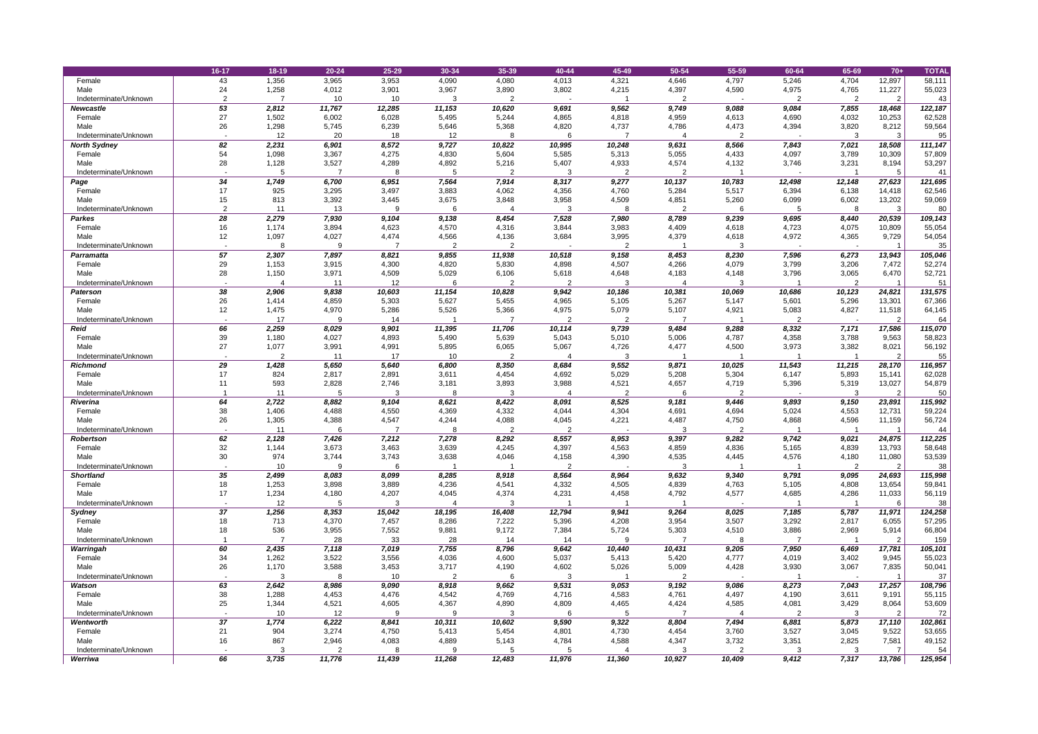| | 16-17 | 18-19 | 20-24 | 25-29 | 30-34 | 35-39 | 40-44 | 45-49 | 50-54 | 55-59 | 60-64 | 65-69 | 70+ | TOTAL |
|---|---|---|---|---|---|---|---|---|---|---|---|---|---|---|
| Female | 43 | 1,356 | 3,965 | 3,953 | 4,090 | 4,080 | 4,013 | 4,321 | 4,646 | 4,797 | 5,246 | 4,704 | 12,897 | 58,111 |
| Male | 24 | 1,258 | 4,012 | 3,901 | 3,967 | 3,890 | 3,802 | 4,215 | 4,397 | 4,590 | 4,975 | 4,765 | 11,227 | 55,023 |
| Indeterminate/Unknown | 2 | 7 | 10 | 10 | 3 | 2 | - | 1 | 2 | - | 2 | 2 | 2 | 43 |
| ***Newcastle*** | ***53*** | ***2,812*** | ***11,767*** | ***12,285*** | ***11,153*** | ***10,620*** | ***9,691*** | ***9,562*** | ***9,749*** | ***9,088*** | ***9,084*** | ***7,855*** | ***18,468*** | ***122,187*** |
| Female | 27 | 1,502 | 6,002 | 6,028 | 5,495 | 5,244 | 4,865 | 4,818 | 4,959 | 4,613 | 4,690 | 4,032 | 10,253 | 62,528 |
| Male | 26 | 1,298 | 5,745 | 6,239 | 5,646 | 5,368 | 4,820 | 4,737 | 4,786 | 4,473 | 4,394 | 3,820 | 8,212 | 59,564 |
| Indeterminate/Unknown | - | 12 | 20 | 18 | 12 | 8 | 6 | 7 | 4 | 2 | - | 3 | 3 | 95 |
| ***North Sydney*** | ***82*** | ***2,231*** | ***6,901*** | ***8,572*** | ***9,727*** | ***10,822*** | ***10,995*** | ***10,248*** | ***9,631*** | ***8,566*** | ***7,843*** | ***7,021*** | ***18,508*** | ***111,147*** |
| Female | 54 | 1,098 | 3,367 | 4,275 | 4,830 | 5,604 | 5,585 | 5,313 | 5,055 | 4,433 | 4,097 | 3,789 | 10,309 | 57,809 |
| Male | 28 | 1,128 | 3,527 | 4,289 | 4,892 | 5,216 | 5,407 | 4,933 | 4,574 | 4,132 | 3,746 | 3,231 | 8,194 | 53,297 |
| Indeterminate/Unknown | - | 5 | 7 | 8 | 5 | 2 | 3 | 2 | 2 | 1 | - | 1 | 5 | 41 |
| ***Page*** | ***34*** | ***1,749*** | ***6,700*** | ***6,951*** | ***7,564*** | ***7,914*** | ***8,317*** | ***9,277*** | ***10,137*** | ***10,783*** | ***12,498*** | ***12,148*** | ***27,623*** | ***121,695*** |
| Female | 17 | 925 | 3,295 | 3,497 | 3,883 | 4,062 | 4,356 | 4,760 | 5,284 | 5,517 | 6,394 | 6,138 | 14,418 | 62,546 |
| Male | 15 | 813 | 3,392 | 3,445 | 3,675 | 3,848 | 3,958 | 4,509 | 4,851 | 5,260 | 6,099 | 6,002 | 13,202 | 59,069 |
| Indeterminate/Unknown | 2 | 11 | 13 | 9 | 6 | 4 | 3 | 8 | 2 | 6 | 5 | 8 | 3 | 80 |
| ***Parkes*** | ***28*** | ***2,279*** | ***7,930*** | ***9,104*** | ***9,138*** | ***8,454*** | ***7,528*** | ***7,980*** | ***8,789*** | ***9,239*** | ***9,695*** | ***8,440*** | ***20,539*** | ***109,143*** |
| Female | 16 | 1,174 | 3,894 | 4,623 | 4,570 | 4,316 | 3,844 | 3,983 | 4,409 | 4,618 | 4,723 | 4,075 | 10,809 | 55,054 |
| Male | 12 | 1,097 | 4,027 | 4,474 | 4,566 | 4,136 | 3,684 | 3,995 | 4,379 | 4,618 | 4,972 | 4,365 | 9,729 | 54,054 |
| Indeterminate/Unknown | - | 8 | 9 | 7 | 2 | 2 | - | 2 | 1 | 3 | - | - | 1 | 35 |
| ***Parramatta*** | ***57*** | ***2,307*** | ***7,897*** | ***8,821*** | ***9,855*** | ***11,938*** | ***10,518*** | ***9,158*** | ***8,453*** | ***8,230*** | ***7,596*** | ***6,273*** | ***13,943*** | ***105,046*** |
| Female | 29 | 1,153 | 3,915 | 4,300 | 4,820 | 5,830 | 4,898 | 4,507 | 4,266 | 4,079 | 3,799 | 3,206 | 7,472 | 52,274 |
| Male | 28 | 1,150 | 3,971 | 4,509 | 5,029 | 6,106 | 5,618 | 4,648 | 4,183 | 4,148 | 3,796 | 3,065 | 6,470 | 52,721 |
| Indeterminate/Unknown | - | 4 | 11 | 12 | 6 | 2 | 2 | 3 | 4 | 3 | 1 | 2 | 1 | 51 |
| ***Paterson*** | ***38*** | ***2,906*** | ***9,838*** | ***10,603*** | ***11,154*** | ***10,828*** | ***9,942*** | ***10,186*** | ***10,381*** | ***10,069*** | ***10,686*** | ***10,123*** | ***24,821*** | ***131,575*** |
| Female | 26 | 1,414 | 4,859 | 5,303 | 5,627 | 5,455 | 4,965 | 5,105 | 5,267 | 5,147 | 5,601 | 5,296 | 13,301 | 67,366 |
| Male | 12 | 1,475 | 4,970 | 5,286 | 5,526 | 5,366 | 4,975 | 5,079 | 5,107 | 4,921 | 5,083 | 4,827 | 11,518 | 64,145 |
| Indeterminate/Unknown | - | 17 | 9 | 14 | 1 | 7 | 2 | 2 | 7 | 1 | 2 | - | 2 | 64 |
| ***Reid*** | ***66*** | ***2,259*** | ***8,029*** | ***9,901*** | ***11,395*** | ***11,706*** | ***10,114*** | ***9,739*** | ***9,484*** | ***9,288*** | ***8,332*** | ***7,171*** | ***17,586*** | ***115,070*** |
| Female | 39 | 1,180 | 4,027 | 4,893 | 5,490 | 5,639 | 5,043 | 5,010 | 5,006 | 4,787 | 4,358 | 3,788 | 9,563 | 58,823 |
| Male | 27 | 1,077 | 3,991 | 4,991 | 5,895 | 6,065 | 5,067 | 4,726 | 4,477 | 4,500 | 3,973 | 3,382 | 8,021 | 56,192 |
| Indeterminate/Unknown | - | 2 | 11 | 17 | 10 | 2 | 4 | 3 | 1 | 1 | 1 | 1 | 2 | 55 |
| ***Richmond*** | ***29*** | ***1,428*** | ***5,650*** | ***5,640*** | ***6,800*** | ***8,350*** | ***8,684*** | ***9,552*** | ***9,871*** | ***10,025*** | ***11,543*** | ***11,215*** | ***28,170*** | ***116,957*** |
| Female | 17 | 824 | 2,817 | 2,891 | 3,611 | 4,454 | 4,692 | 5,029 | 5,208 | 5,304 | 6,147 | 5,893 | 15,141 | 62,028 |
| Male | 11 | 593 | 2,828 | 2,746 | 3,181 | 3,893 | 3,988 | 4,521 | 4,657 | 4,719 | 5,396 | 5,319 | 13,027 | 54,879 |
| Indeterminate/Unknown | 1 | 11 | 5 | 3 | 8 | 3 | 4 | 2 | 6 | 2 | - | 3 | 2 | 50 |
| ***Riverina*** | ***64*** | ***2,722*** | ***8,882*** | ***9,104*** | ***8,621*** | ***8,422*** | ***8,091*** | ***8,525*** | ***9,181*** | ***9,446*** | ***9,893*** | ***9,150*** | ***23,891*** | ***115,992*** |
| Female | 38 | 1,406 | 4,488 | 4,550 | 4,369 | 4,332 | 4,044 | 4,304 | 4,691 | 4,694 | 5,024 | 4,553 | 12,731 | 59,224 |
| Male | 26 | 1,305 | 4,388 | 4,547 | 4,244 | 4,088 | 4,045 | 4,221 | 4,487 | 4,750 | 4,868 | 4,596 | 11,159 | 56,724 |
| Indeterminate/Unknown | - | 11 | 6 | 7 | 8 | 2 | 2 | - | 3 | 2 | 1 | 1 | 1 | 44 |
| ***Robertson*** | ***62*** | ***2,128*** | ***7,426*** | ***7,212*** | ***7,278*** | ***8,292*** | ***8,557*** | ***8,953*** | ***9,397*** | ***9,282*** | ***9,742*** | ***9,021*** | ***24,875*** | ***112,225*** |
| Female | 32 | 1,144 | 3,673 | 3,463 | 3,639 | 4,245 | 4,397 | 4,563 | 4,859 | 4,836 | 5,165 | 4,839 | 13,793 | 58,648 |
| Male | 30 | 974 | 3,744 | 3,743 | 3,638 | 4,046 | 4,158 | 4,390 | 4,535 | 4,445 | 4,576 | 4,180 | 11,080 | 53,539 |
| Indeterminate/Unknown | - | 10 | 9 | 6 | 1 | 1 | 2 | - | 3 | 1 | 1 | 2 | 2 | 38 |
| ***Shortland*** | ***35*** | ***2,499*** | ***8,083*** | ***8,099*** | ***8,285*** | ***8,918*** | ***8,564*** | ***8,964*** | ***9,632*** | ***9,340*** | ***9,791*** | ***9,095*** | ***24,693*** | ***115,998*** |
| Female | 18 | 1,253 | 3,898 | 3,889 | 4,236 | 4,541 | 4,332 | 4,505 | 4,839 | 4,763 | 5,105 | 4,808 | 13,654 | 59,841 |
| Male | 17 | 1,234 | 4,180 | 4,207 | 4,045 | 4,374 | 4,231 | 4,458 | 4,792 | 4,577 | 4,685 | 4,286 | 11,033 | 56,119 |
| Indeterminate/Unknown | - | 12 | 5 | 3 | 4 | 3 | 1 | 1 | 1 | - | 1 | 1 | 6 | 38 |
| ***Sydney*** | ***37*** | ***1,256*** | ***8,353*** | ***15,042*** | ***18,195*** | ***16,408*** | ***12,794*** | ***9,941*** | ***9,264*** | ***8,025*** | ***7,185*** | ***5,787*** | ***11,971*** | ***124,258*** |
| Female | 18 | 713 | 4,370 | 7,457 | 8,286 | 7,222 | 5,396 | 4,208 | 3,954 | 3,507 | 3,292 | 2,817 | 6,055 | 57,295 |
| Male | 18 | 536 | 3,955 | 7,552 | 9,881 | 9,172 | 7,384 | 5,724 | 5,303 | 4,510 | 3,886 | 2,969 | 5,914 | 66,804 |
| Indeterminate/Unknown | 1 | 7 | 28 | 33 | 28 | 14 | 14 | 9 | 7 | 8 | 7 | 1 | 2 | 159 |
| ***Warringah*** | ***60*** | ***2,435*** | ***7,118*** | ***7,019*** | ***7,755*** | ***8,796*** | ***9,642*** | ***10,440*** | ***10,431*** | ***9,205*** | ***7,950*** | ***6,469*** | ***17,781*** | ***105,101*** |
| Female | 34 | 1,262 | 3,522 | 3,556 | 4,036 | 4,600 | 5,037 | 5,413 | 5,420 | 4,777 | 4,019 | 3,402 | 9,945 | 55,023 |
| Male | 26 | 1,170 | 3,588 | 3,453 | 3,717 | 4,190 | 4,602 | 5,026 | 5,009 | 4,428 | 3,930 | 3,067 | 7,835 | 50,041 |
| Indeterminate/Unknown | - | 3 | 8 | 10 | 2 | 6 | 3 | 1 | 2 | - | 1 | - | 1 | 37 |
| ***Watson*** | ***63*** | ***2,642*** | ***8,986*** | ***9,090*** | ***8,918*** | ***9,662*** | ***9,531*** | ***9,053*** | ***9,192*** | ***9,086*** | ***8,273*** | ***7,043*** | ***17,257*** | ***108,796*** |
| Female | 38 | 1,288 | 4,453 | 4,476 | 4,542 | 4,769 | 4,716 | 4,583 | 4,761 | 4,497 | 4,190 | 3,611 | 9,191 | 55,115 |
| Male | 25 | 1,344 | 4,521 | 4,605 | 4,367 | 4,890 | 4,809 | 4,465 | 4,424 | 4,585 | 4,081 | 3,429 | 8,064 | 53,609 |
| Indeterminate/Unknown | - | 10 | 12 | 9 | 9 | 3 | 6 | 5 | 7 | 4 | 2 | 3 | 2 | 72 |
| ***Wentworth*** | ***37*** | ***1,774*** | ***6,222*** | ***8,841*** | ***10,311*** | ***10,602*** | ***9,590*** | ***9,322*** | ***8,804*** | ***7,494*** | ***6,881*** | ***5,873*** | ***17,110*** | ***102,861*** |
| Female | 21 | 904 | 3,274 | 4,750 | 5,413 | 5,454 | 4,801 | 4,730 | 4,454 | 3,760 | 3,527 | 3,045 | 9,522 | 53,655 |
| Male | 16 | 867 | 2,946 | 4,083 | 4,889 | 5,143 | 4,784 | 4,588 | 4,347 | 3,732 | 3,351 | 2,825 | 7,581 | 49,152 |
| Indeterminate/Unknown | - | 3 | 2 | 8 | 9 | 5 | 5 | 4 | 3 | 2 | 3 | 3 | 7 | 54 |
| ***Werriwa*** | ***66*** | ***3,735*** | ***11,776*** | ***11,439*** | ***11,268*** | ***12,483*** | ***11,976*** | ***11,360*** | ***10,927*** | ***10,409*** | ***9,412*** | ***7,317*** | ***13,786*** | ***125,954*** |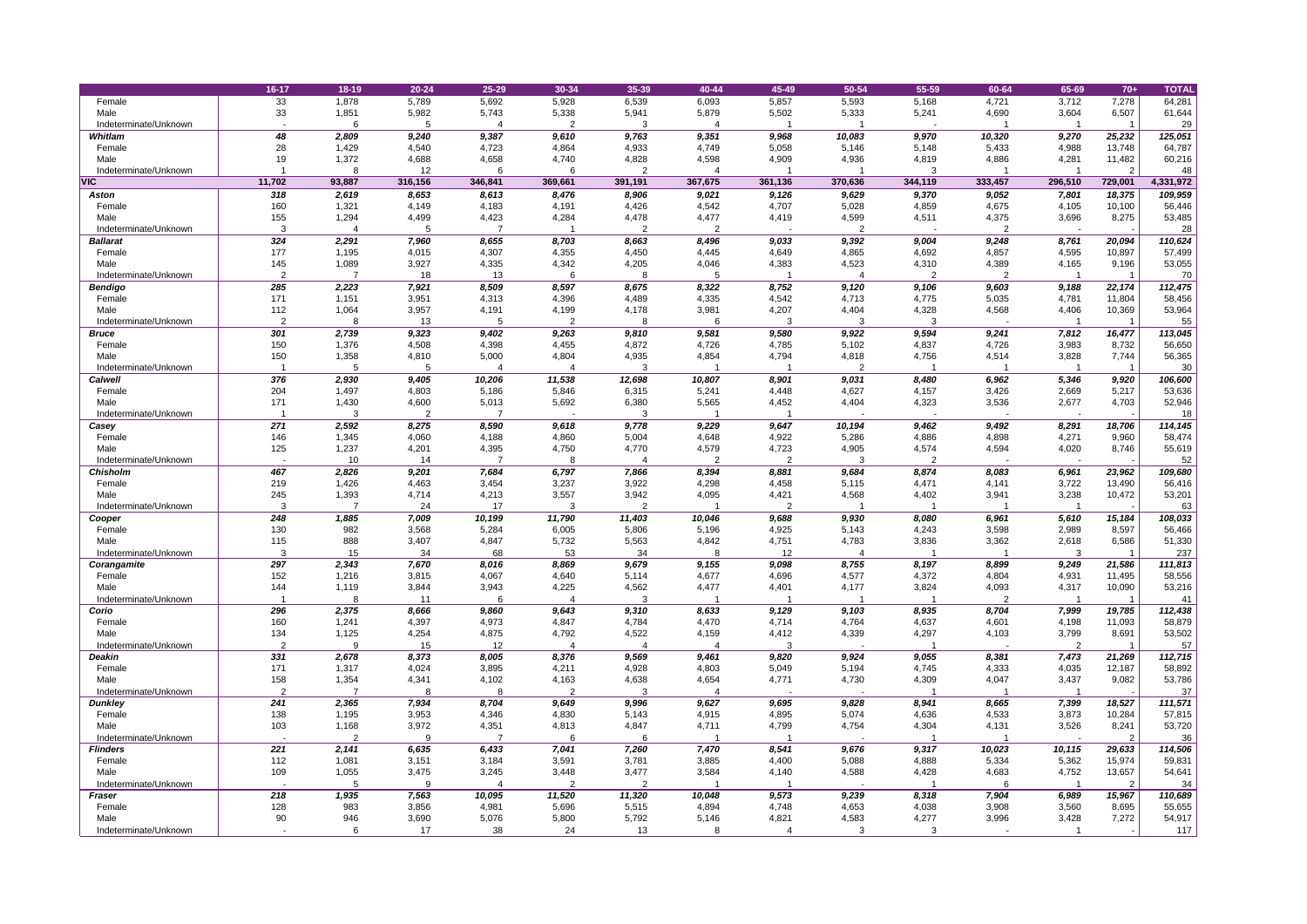| | 16-17 | 18-19 | 20-24 | 25-29 | 30-34 | 35-39 | 40-44 | 45-49 | 50-54 | 55-59 | 60-64 | 65-69 | 70+ | TOTAL |
|---|---|---|---|---|---|---|---|---|---|---|---|---|---|---|
| Female | 33 | 1,878 | 5,789 | 5,692 | 5,928 | 6,539 | 6,093 | 5,857 | 5,593 | 5,168 | 4,721 | 3,712 | 7,278 | 64,281 |
| Male | 33 | 1,851 | 5,982 | 5,743 | 5,338 | 5,941 | 5,879 | 5,502 | 5,333 | 5,241 | 4,690 | 3,604 | 6,507 | 61,644 |
| Indeterminate/Unknown | - | 6 | 5 | 4 | 2 | 3 | 4 | 1 | 1 | - | 1 | 1 | 1 | 29 |
| ***Whitlam*** | ***48*** | ***2,809*** | ***9,240*** | ***9,387*** | ***9,610*** | ***9,763*** | ***9,351*** | ***9,968*** | ***10,083*** | ***9,970*** | ***10,320*** | ***9,270*** | ***25,232*** | ***125,051*** |
| Female | 28 | 1,429 | 4,540 | 4,723 | 4,864 | 4,933 | 4,749 | 5,058 | 5,146 | 5,148 | 5,433 | 4,988 | 13,748 | 64,787 |
| Male | 19 | 1,372 | 4,688 | 4,658 | 4,740 | 4,828 | 4,598 | 4,909 | 4,936 | 4,819 | 4,886 | 4,281 | 11,482 | 60,216 |
| Indeterminate/Unknown | 1 | 8 | 12 | 6 | 6 | 2 | 4 | 1 | 1 | 3 | 1 | 1 | 2 | 48 |
| **VIC** | **11,702** | **93,887** | **316,156** | **346,841** | **369,661** | **391,191** | **367,675** | **361,136** | **370,636** | **344,119** | **333,457** | **296,510** | **729,001** | **4,331,972** |
| ***Aston*** | ***318*** | ***2,619*** | ***8,653*** | ***8,613*** | ***8,476*** | ***8,906*** | ***9,021*** | ***9,126*** | ***9,629*** | ***9,370*** | ***9,052*** | ***7,801*** | ***18,375*** | ***109,959*** |
| Female | 160 | 1,321 | 4,149 | 4,183 | 4,191 | 4,426 | 4,542 | 4,707 | 5,028 | 4,859 | 4,675 | 4,105 | 10,100 | 56,446 |
| Male | 155 | 1,294 | 4,499 | 4,423 | 4,284 | 4,478 | 4,477 | 4,419 | 4,599 | 4,511 | 4,375 | 3,696 | 8,275 | 53,485 |
| Indeterminate/Unknown | 3 | 4 | 5 | 7 | 1 | 2 | 2 | - | 2 | - | 2 | - | - | 28 |
| ***Ballarat*** | ***324*** | ***2,291*** | ***7,960*** | ***8,655*** | ***8,703*** | ***8,663*** | ***8,496*** | ***9,033*** | ***9,392*** | ***9,004*** | ***9,248*** | ***8,761*** | ***20,094*** | ***110,624*** |
| Female | 177 | 1,195 | 4,015 | 4,307 | 4,355 | 4,450 | 4,445 | 4,649 | 4,865 | 4,692 | 4,857 | 4,595 | 10,897 | 57,499 |
| Male | 145 | 1,089 | 3,927 | 4,335 | 4,342 | 4,205 | 4,046 | 4,383 | 4,523 | 4,310 | 4,389 | 4,165 | 9,196 | 53,055 |
| Indeterminate/Unknown | 2 | 7 | 18 | 13 | 6 | 8 | 5 | 1 | 4 | 2 | 2 | 1 | 1 | 70 |
| ***Bendigo*** | ***285*** | ***2,223*** | ***7,921*** | ***8,509*** | ***8,597*** | ***8,675*** | ***8,322*** | ***8,752*** | ***9,120*** | ***9,106*** | ***9,603*** | ***9,188*** | ***22,174*** | ***112,475*** |
| Female | 171 | 1,151 | 3,951 | 4,313 | 4,396 | 4,489 | 4,335 | 4,542 | 4,713 | 4,775 | 5,035 | 4,781 | 11,804 | 58,456 |
| Male | 112 | 1,064 | 3,957 | 4,191 | 4,199 | 4,178 | 3,981 | 4,207 | 4,404 | 4,328 | 4,568 | 4,406 | 10,369 | 53,964 |
| Indeterminate/Unknown | 2 | 8 | 13 | 5 | 2 | 8 | 6 | 3 | 3 | 3 | - | 1 | 1 | 55 |
| ***Bruce*** | ***301*** | ***2,739*** | ***9,323*** | ***9,402*** | ***9,263*** | ***9,810*** | ***9,581*** | ***9,580*** | ***9,922*** | ***9,594*** | ***9,241*** | ***7,812*** | ***16,477*** | ***113,045*** |
| Female | 150 | 1,376 | 4,508 | 4,398 | 4,455 | 4,872 | 4,726 | 4,785 | 5,102 | 4,837 | 4,726 | 3,983 | 8,732 | 56,650 |
| Male | 150 | 1,358 | 4,810 | 5,000 | 4,804 | 4,935 | 4,854 | 4,794 | 4,818 | 4,756 | 4,514 | 3,828 | 7,744 | 56,365 |
| Indeterminate/Unknown | 1 | 5 | 5 | 4 | 4 | 3 | 1 | 1 | 2 | 1 | 1 | 1 | 1 | 30 |
| ***Calwell*** | ***376*** | ***2,930*** | ***9,405*** | ***10,206*** | ***11,538*** | ***12,698*** | ***10,807*** | ***8,901*** | ***9,031*** | ***8,480*** | ***6,962*** | ***5,346*** | ***9,920*** | ***106,600*** |
| Female | 204 | 1,497 | 4,803 | 5,186 | 5,846 | 6,315 | 5,241 | 4,448 | 4,627 | 4,157 | 3,426 | 2,669 | 5,217 | 53,636 |
| Male | 171 | 1,430 | 4,600 | 5,013 | 5,692 | 6,380 | 5,565 | 4,452 | 4,404 | 4,323 | 3,536 | 2,677 | 4,703 | 52,946 |
| Indeterminate/Unknown | 1 | 3 | 2 | 7 | - | 3 | 1 | 1 | - | - | - | - | - | 18 |
| ***Casey*** | ***271*** | ***2,592*** | ***8,275*** | ***8,590*** | ***9,618*** | ***9,778*** | ***9,229*** | ***9,647*** | ***10,194*** | ***9,462*** | ***9,492*** | ***8,291*** | ***18,706*** | ***114,145*** |
| Female | 146 | 1,345 | 4,060 | 4,188 | 4,860 | 5,004 | 4,648 | 4,922 | 5,286 | 4,886 | 4,898 | 4,271 | 9,960 | 58,474 |
| Male | 125 | 1,237 | 4,201 | 4,395 | 4,750 | 4,770 | 4,579 | 4,723 | 4,905 | 4,574 | 4,594 | 4,020 | 8,746 | 55,619 |
| Indeterminate/Unknown | - | 10 | 14 | 7 | 8 | 4 | 2 | 2 | 3 | 2 | - | - | - | 52 |
| ***Chisholm*** | ***467*** | ***2,826*** | ***9,201*** | ***7,684*** | ***6,797*** | ***7,866*** | ***8,394*** | ***8,881*** | ***9,684*** | ***8,874*** | ***8,083*** | ***6,961*** | ***23,962*** | ***109,680*** |
| Female | 219 | 1,426 | 4,463 | 3,454 | 3,237 | 3,922 | 4,298 | 4,458 | 5,115 | 4,471 | 4,141 | 3,722 | 13,490 | 56,416 |
| Male | 245 | 1,393 | 4,714 | 4,213 | 3,557 | 3,942 | 4,095 | 4,421 | 4,568 | 4,402 | 3,941 | 3,238 | 10,472 | 53,201 |
| Indeterminate/Unknown | 3 | 7 | 24 | 17 | 3 | 2 | 1 | 2 | 1 | 1 | 1 | 1 | - | 63 |
| ***Cooper*** | ***248*** | ***1,885*** | ***7,009*** | ***10,199*** | ***11,790*** | ***11,403*** | ***10,046*** | ***9,688*** | ***9,930*** | ***8,080*** | ***6,961*** | ***5,610*** | ***15,184*** | ***108,033*** |
| Female | 130 | 982 | 3,568 | 5,284 | 6,005 | 5,806 | 5,196 | 4,925 | 5,143 | 4,243 | 3,598 | 2,989 | 8,597 | 56,466 |
| Male | 115 | 888 | 3,407 | 4,847 | 5,732 | 5,563 | 4,842 | 4,751 | 4,783 | 3,836 | 3,362 | 2,618 | 6,586 | 51,330 |
| Indeterminate/Unknown | 3 | 15 | 34 | 68 | 53 | 34 | 8 | 12 | 4 | 1 | 1 | 3 | 1 | 237 |
| ***Corangamite*** | ***297*** | ***2,343*** | ***7,670*** | ***8,016*** | ***8,869*** | ***9,679*** | ***9,155*** | ***9,098*** | ***8,755*** | ***8,197*** | ***8,899*** | ***9,249*** | ***21,586*** | ***111,813*** |
| Female | 152 | 1,216 | 3,815 | 4,067 | 4,640 | 5,114 | 4,677 | 4,696 | 4,577 | 4,372 | 4,804 | 4,931 | 11,495 | 58,556 |
| Male | 144 | 1,119 | 3,844 | 3,943 | 4,225 | 4,562 | 4,477 | 4,401 | 4,177 | 3,824 | 4,093 | 4,317 | 10,090 | 53,216 |
| Indeterminate/Unknown | 1 | 8 | 11 | 6 | 4 | 3 | 1 | 1 | 1 | 1 | 2 | 1 | 1 | 41 |
| ***Corio*** | ***296*** | ***2,375*** | ***8,666*** | ***9,860*** | ***9,643*** | ***9,310*** | ***8,633*** | ***9,129*** | ***9,103*** | ***8,935*** | ***8,704*** | ***7,999*** | ***19,785*** | ***112,438*** |
| Female | 160 | 1,241 | 4,397 | 4,973 | 4,847 | 4,784 | 4,470 | 4,714 | 4,764 | 4,637 | 4,601 | 4,198 | 11,093 | 58,879 |
| Male | 134 | 1,125 | 4,254 | 4,875 | 4,792 | 4,522 | 4,159 | 4,412 | 4,339 | 4,297 | 4,103 | 3,799 | 8,691 | 53,502 |
| Indeterminate/Unknown | 2 | 9 | 15 | 12 | 4 | 4 | 4 | 3 | - | 1 | - | 2 | 1 | 57 |
| ***Deakin*** | ***331*** | ***2,678*** | ***8,373*** | ***8,005*** | ***8,376*** | ***9,569*** | ***9,461*** | ***9,820*** | ***9,924*** | ***9,055*** | ***8,381*** | ***7,473*** | ***21,269*** | ***112,715*** |
| Female | 171 | 1,317 | 4,024 | 3,895 | 4,211 | 4,928 | 4,803 | 5,049 | 5,194 | 4,745 | 4,333 | 4,035 | 12,187 | 58,892 |
| Male | 158 | 1,354 | 4,341 | 4,102 | 4,163 | 4,638 | 4,654 | 4,771 | 4,730 | 4,309 | 4,047 | 3,437 | 9,082 | 53,786 |
| Indeterminate/Unknown | 2 | 7 | 8 | 8 | 2 | 3 | 4 | - | - | 1 | 1 | 1 | - | 37 |
| ***Dunkley*** | ***241*** | ***2,365*** | ***7,934*** | ***8,704*** | ***9,649*** | ***9,996*** | ***9,627*** | ***9,695*** | ***9,828*** | ***8,941*** | ***8,665*** | ***7,399*** | ***18,527*** | ***111,571*** |
| Female | 138 | 1,195 | 3,953 | 4,346 | 4,830 | 5,143 | 4,915 | 4,895 | 5,074 | 4,636 | 4,533 | 3,873 | 10,284 | 57,815 |
| Male | 103 | 1,168 | 3,972 | 4,351 | 4,813 | 4,847 | 4,711 | 4,799 | 4,754 | 4,304 | 4,131 | 3,526 | 8,241 | 53,720 |
| Indeterminate/Unknown | - | 2 | 9 | 7 | 6 | 6 | 1 | 1 | - | 1 | 1 | - | 2 | 36 |
| ***Flinders*** | ***221*** | ***2,141*** | ***6,635*** | ***6,433*** | ***7,041*** | ***7,260*** | ***7,470*** | ***8,541*** | ***9,676*** | ***9,317*** | ***10,023*** | ***10,115*** | ***29,633*** | ***114,506*** |
| Female | 112 | 1,081 | 3,151 | 3,184 | 3,591 | 3,781 | 3,885 | 4,400 | 5,088 | 4,888 | 5,334 | 5,362 | 15,974 | 59,831 |
| Male | 109 | 1,055 | 3,475 | 3,245 | 3,448 | 3,477 | 3,584 | 4,140 | 4,588 | 4,428 | 4,683 | 4,752 | 13,657 | 54,641 |
| Indeterminate/Unknown | - | 5 | 9 | 4 | 2 | 2 | 1 | 1 | - | 1 | 6 | 1 | 2 | 34 |
| ***Fraser*** | ***218*** | ***1,935*** | ***7,563*** | ***10,095*** | ***11,520*** | ***11,320*** | ***10,048*** | ***9,573*** | ***9,239*** | ***8,318*** | ***7,904*** | ***6,989*** | ***15,967*** | ***110,689*** |
| Female | 128 | 983 | 3,856 | 4,981 | 5,696 | 5,515 | 4,894 | 4,748 | 4,653 | 4,038 | 3,908 | 3,560 | 8,695 | 55,655 |
| Male | 90 | 946 | 3,690 | 5,076 | 5,800 | 5,792 | 5,146 | 4,821 | 4,583 | 4,277 | 3,996 | 3,428 | 7,272 | 54,917 |
| Indeterminate/Unknown | - | 6 | 17 | 38 | 24 | 13 | 8 | 4 | 3 | 3 | - | 1 | - | 117 |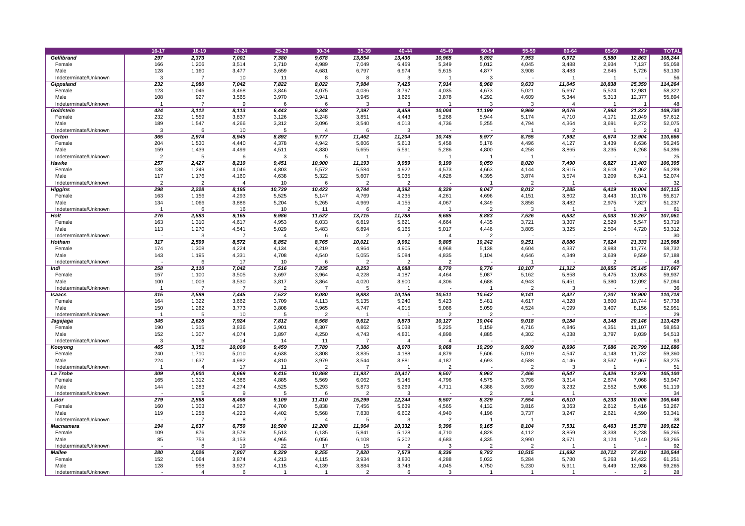| | 16-17 | 18-19 | 20-24 | 25-29 | 30-34 | 35-39 | 40-44 | 45-49 | 50-54 | 55-59 | 60-64 | 65-69 | 70+ | TOTAL |
|---|---|---|---|---|---|---|---|---|---|---|---|---|---|---|
| ***Gellibrand*** | ***297*** | ***2,373*** | ***7,001*** | ***7,380*** | ***9,678*** | ***13,854*** | ***13,436*** | ***10,965*** | ***9,892*** | ***7,953*** | ***6,972*** | ***5,580*** | ***12,863*** | ***108,244*** |
| Female | 166 | 1,206 | 3,514 | 3,710 | 4,989 | 7,049 | 6,459 | 5,349 | 5,012 | 4,045 | 3,488 | 2,934 | 7,137 | 55,058 |
| Male | 128 | 1,160 | 3,477 | 3,659 | 4,681 | 6,797 | 6,974 | 5,615 | 4,877 | 3,908 | 3,483 | 2,645 | 5,726 | 53,130 |
| Indeterminate/Unknown | 3 | 7 | 10 | 11 | 8 | 8 | 3 | 1 | 3 | - | 1 | 1 | - | 56 |
| ***Gippsland*** | ***232*** | ***1,980*** | ***7,042*** | ***7,822*** | ***8,022*** | ***7,984*** | ***7,425*** | ***7,914*** | ***8,968*** | ***9,633*** | ***11,045*** | ***10,838*** | ***25,359*** | ***114,264*** |
| Female | 123 | 1,046 | 3,468 | 3,846 | 4,075 | 4,036 | 3,797 | 4,035 | 4,673 | 5,021 | 5,697 | 5,524 | 12,981 | 58,322 |
| Male | 108 | 927 | 3,565 | 3,970 | 3,941 | 3,945 | 3,625 | 3,878 | 4,292 | 4,609 | 5,344 | 5,313 | 12,377 | 55,894 |
| Indeterminate/Unknown | 1 | 7 | 9 | 6 | 6 | 3 | 3 | 1 | 3 | 3 | 4 | 1 | 1 | 48 |
| ***Goldstein*** | ***424*** | ***3,112*** | ***8,113*** | ***6,443*** | ***6,348*** | ***7,397*** | ***8,459*** | ***10,004*** | ***11,199*** | ***9,969*** | ***9,076*** | ***7,863*** | ***21,323*** | ***109,730*** |
| Female | 232 | 1,559 | 3,837 | 3,126 | 3,248 | 3,851 | 4,443 | 5,268 | 5,944 | 5,174 | 4,710 | 4,171 | 12,049 | 57,612 |
| Male | 189 | 1,547 | 4,266 | 3,312 | 3,096 | 3,540 | 4,013 | 4,736 | 5,255 | 4,794 | 4,364 | 3,691 | 9,272 | 52,075 |
| Indeterminate/Unknown | 3 | 6 | 10 | 5 | 4 | 6 | 3 | - | - | 1 | 2 | 1 | 2 | 43 |
| ***Gorton*** | ***365*** | ***2,974*** | ***8,945*** | ***8,892*** | ***9,777*** | ***11,462*** | ***11,204*** | ***10,745*** | ***9,977*** | ***8,755*** | ***7,992*** | ***6,674*** | ***12,904*** | ***110,666*** |
| Female | 204 | 1,530 | 4,440 | 4,378 | 4,942 | 5,806 | 5,613 | 5,458 | 5,176 | 4,496 | 4,127 | 3,439 | 6,636 | 56,245 |
| Male | 159 | 1,439 | 4,499 | 4,511 | 4,830 | 5,655 | 5,591 | 5,286 | 4,800 | 4,258 | 3,865 | 3,235 | 6,268 | 54,396 |
| Indeterminate/Unknown | 2 | 5 | 6 | 3 | 5 | 1 | - | 1 | 1 | 1 | - | - | - | 25 |
| ***Hawke*** | ***257*** | ***2,427*** | ***8,210*** | ***9,451*** | ***10,900*** | ***11,193*** | ***9,959*** | ***9,199*** | ***9,059*** | ***8,020*** | ***7,490*** | ***6,827*** | ***13,403*** | ***106,395*** |
| Female | 138 | 1,249 | 4,046 | 4,803 | 5,572 | 5,584 | 4,922 | 4,573 | 4,663 | 4,144 | 3,915 | 3,618 | 7,062 | 54,289 |
| Male | 117 | 1,176 | 4,160 | 4,638 | 5,322 | 5,607 | 5,035 | 4,626 | 4,395 | 3,874 | 3,574 | 3,209 | 6,341 | 52,074 |
| Indeterminate/Unknown | 2 | 2 | 4 | 10 | 6 | 2 | 2 | - | 1 | 2 | 1 | - | - | 32 |
| ***Higgins*** | ***298*** | ***2,228*** | ***8,195*** | ***10,739*** | ***10,423*** | ***9,744*** | ***8,392*** | ***8,329*** | ***9,047*** | ***8,012*** | ***7,285*** | ***6,419*** | ***18,004*** | ***107,115*** |
| Female | 163 | 1,156 | 4,293 | 5,525 | 5,147 | 4,769 | 4,235 | 4,261 | 4,696 | 4,151 | 3,802 | 3,443 | 10,176 | 55,817 |
| Male | 134 | 1,066 | 3,886 | 5,204 | 5,265 | 4,969 | 4,155 | 4,067 | 4,349 | 3,858 | 3,482 | 2,975 | 7,827 | 51,237 |
| Indeterminate/Unknown | 1 | 6 | 16 | 10 | 11 | 6 | 2 | 1 | 2 | 3 | 1 | 1 | 1 | 61 |
| ***Holt*** | ***276*** | ***2,583*** | ***9,165*** | ***9,986*** | ***11,522*** | ***13,715*** | ***11,788*** | ***9,685*** | ***8,883*** | ***7,526*** | ***6,632*** | ***5,033*** | ***10,267*** | ***107,061*** |
| Female | 163 | 1,310 | 4,617 | 4,953 | 6,033 | 6,819 | 5,621 | 4,664 | 4,435 | 3,721 | 3,307 | 2,529 | 5,547 | 53,719 |
| Male | 113 | 1,270 | 4,541 | 5,029 | 5,483 | 6,894 | 6,165 | 5,017 | 4,446 | 3,805 | 3,325 | 2,504 | 4,720 | 53,312 |
| Indeterminate/Unknown | - | 3 | 7 | 4 | 6 | 2 | 2 | 4 | 2 | - | - | - | - | 30 |
| ***Hotham*** | ***317*** | ***2,509*** | ***8,572*** | ***8,852*** | ***8,765*** | ***10,021*** | ***9,991*** | ***9,805*** | ***10,242*** | ***9,251*** | ***8,686*** | ***7,624*** | ***21,333*** | ***115,968*** |
| Female | 174 | 1,308 | 4,224 | 4,134 | 4,219 | 4,964 | 4,905 | 4,968 | 5,138 | 4,604 | 4,337 | 3,983 | 11,774 | 58,732 |
| Male | 143 | 1,195 | 4,331 | 4,708 | 4,540 | 5,055 | 5,084 | 4,835 | 5,104 | 4,646 | 4,349 | 3,639 | 9,559 | 57,188 |
| Indeterminate/Unknown | - | 6 | 17 | 10 | 6 | 2 | 2 | 2 | - | 1 | - | 2 | - | 48 |
| ***Indi*** | ***258*** | ***2,110*** | ***7,042*** | ***7,516*** | ***7,835*** | ***8,253*** | ***8,088*** | ***8,770*** | ***9,776*** | ***10,107*** | ***11,312*** | ***10,855*** | ***25,145*** | ***117,067*** |
| Female | 157 | 1,100 | 3,505 | 3,697 | 3,964 | 4,228 | 4,187 | 4,464 | 5,087 | 5,162 | 5,858 | 5,475 | 13,053 | 59,937 |
| Male | 100 | 1,003 | 3,530 | 3,817 | 3,864 | 4,020 | 3,900 | 4,306 | 4,688 | 4,943 | 5,451 | 5,380 | 12,092 | 57,094 |
| Indeterminate/Unknown | 1 | 7 | 7 | 2 | 7 | 5 | 1 | - | 1 | 2 | 3 | - | - | 36 |
| ***Isaacs*** | ***315*** | ***2,589*** | ***7,445*** | ***7,522*** | ***8,080*** | ***9,883*** | ***10,156*** | ***10,511*** | ***10,542*** | ***9,141*** | ***8,427*** | ***7,207*** | ***18,900*** | ***110,718*** |
| Female | 164 | 1,322 | 3,662 | 3,709 | 4,113 | 5,135 | 5,240 | 5,423 | 5,481 | 4,617 | 4,328 | 3,800 | 10,744 | 57,738 |
| Male | 150 | 1,262 | 3,773 | 3,808 | 3,965 | 4,747 | 4,915 | 5,086 | 5,059 | 4,524 | 4,099 | 3,407 | 8,156 | 52,951 |
| Indeterminate/Unknown | 1 | 5 | 10 | 5 | 2 | 1 | 1 | 2 | 2 | - | - | - | - | 29 |
| ***Jagajaga*** | ***345*** | ***2,628*** | ***7,924*** | ***7,812*** | ***8,568*** | ***9,612*** | ***9,873*** | ***10,127*** | ***10,044*** | ***9,018*** | ***9,184*** | ***8,148*** | ***20,146*** | ***113,429*** |
| Female | 190 | 1,315 | 3,836 | 3,901 | 4,307 | 4,862 | 5,038 | 5,225 | 5,159 | 4,716 | 4,846 | 4,351 | 11,107 | 58,853 |
| Male | 152 | 1,307 | 4,074 | 3,897 | 4,250 | 4,743 | 4,831 | 4,898 | 4,885 | 4,302 | 4,338 | 3,797 | 9,039 | 54,513 |
| Indeterminate/Unknown | 3 | 6 | 14 | 14 | 11 | 7 | 4 | 4 | - | - | - | - | - | 63 |
| ***Kooyong*** | ***465*** | ***3,351*** | ***10,009*** | ***9,459*** | ***7,789*** | ***7,386*** | ***8,070*** | ***9,068*** | ***10,299*** | ***9,609*** | ***8,696*** | ***7,686*** | ***20,799*** | ***112,686*** |
| Female | 240 | 1,710 | 5,010 | 4,638 | 3,808 | 3,835 | 4,188 | 4,879 | 5,606 | 5,019 | 4,547 | 4,148 | 11,732 | 59,360 |
| Male | 224 | 1,637 | 4,982 | 4,810 | 3,979 | 3,544 | 3,881 | 4,187 | 4,693 | 4,588 | 4,146 | 3,537 | 9,067 | 53,275 |
| Indeterminate/Unknown | 1 | 4 | 17 | 11 | 2 | 7 | 1 | 2 | - | 2 | 3 | 1 | - | 51 |
| ***La Trobe*** | ***309*** | ***2,600*** | ***8,669*** | ***9,415*** | ***10,868*** | ***11,937*** | ***10,417*** | ***9,507*** | ***8,963*** | ***7,466*** | ***6,547*** | ***5,426*** | ***12,976*** | ***105,100*** |
| Female | 165 | 1,312 | 4,386 | 4,885 | 5,569 | 6,062 | 5,145 | 4,796 | 4,575 | 3,796 | 3,314 | 2,874 | 7,068 | 53,947 |
| Male | 144 | 1,283 | 4,274 | 4,525 | 5,293 | 5,873 | 5,269 | 4,711 | 4,386 | 3,669 | 3,232 | 2,552 | 5,908 | 51,119 |
| Indeterminate/Unknown | - | 5 | 9 | 5 | 6 | 2 | 3 | - | 2 | 1 | 1 | - | - | 34 |
| ***Lalor*** | ***279*** | ***2,568*** | ***8,498*** | ***9,109*** | ***11,410*** | ***15,299*** | ***12,244*** | ***9,507*** | ***8,329*** | ***7,554*** | ***6,610*** | ***5,233*** | ***10,006*** | ***106,646*** |
| Female | 160 | 1,303 | 4,267 | 4,700 | 5,838 | 7,456 | 5,639 | 4,565 | 4,132 | 3,816 | 3,363 | 2,612 | 5,416 | 53,267 |
| Male | 119 | 1,258 | 4,223 | 4,402 | 5,568 | 7,838 | 6,602 | 4,940 | 4,196 | 3,737 | 3,247 | 2,621 | 4,590 | 53,341 |
| Indeterminate/Unknown | - | 7 | 8 | 7 | 4 | 5 | 3 | 2 | 1 | 1 | - | - | - | 38 |
| ***Macnamara*** | ***194*** | ***1,637*** | ***6,750*** | ***10,500*** | ***12,208*** | ***11,964*** | ***10,332*** | ***9,396*** | ***9,165*** | ***8,104*** | ***7,531*** | ***6,463*** | ***15,378*** | ***109,622*** |
| Female | 109 | 876 | 3,578 | 5,513 | 6,135 | 5,841 | 5,128 | 4,710 | 4,828 | 4,112 | 3,859 | 3,338 | 8,238 | 56,265 |
| Male | 85 | 753 | 3,153 | 4,965 | 6,056 | 6,108 | 5,202 | 4,683 | 4,335 | 3,990 | 3,671 | 3,124 | 7,140 | 53,265 |
| Indeterminate/Unknown | - | 8 | 19 | 22 | 17 | 15 | 2 | 3 | 2 | 2 | 1 | 1 | - | 92 |
| ***Mallee*** | ***280*** | ***2,026*** | ***7,807*** | ***8,329*** | ***8,255*** | ***7,820*** | ***7,579*** | ***8,336*** | ***9,783*** | ***10,515*** | ***11,692*** | ***10,712*** | ***27,410*** | ***120,544*** |
| Female | 152 | 1,064 | 3,874 | 4,213 | 4,115 | 3,934 | 3,830 | 4,288 | 5,032 | 5,284 | 5,780 | 5,263 | 14,422 | 61,251 |
| Male | 128 | 958 | 3,927 | 4,115 | 4,139 | 3,884 | 3,743 | 4,045 | 4,750 | 5,230 | 5,911 | 5,449 | 12,986 | 59,265 |
| Indeterminate/Unknown | - | 4 | 6 | 1 | 1 | 2 | 6 | 3 | 1 | 1 | 1 | - | 2 | 28 |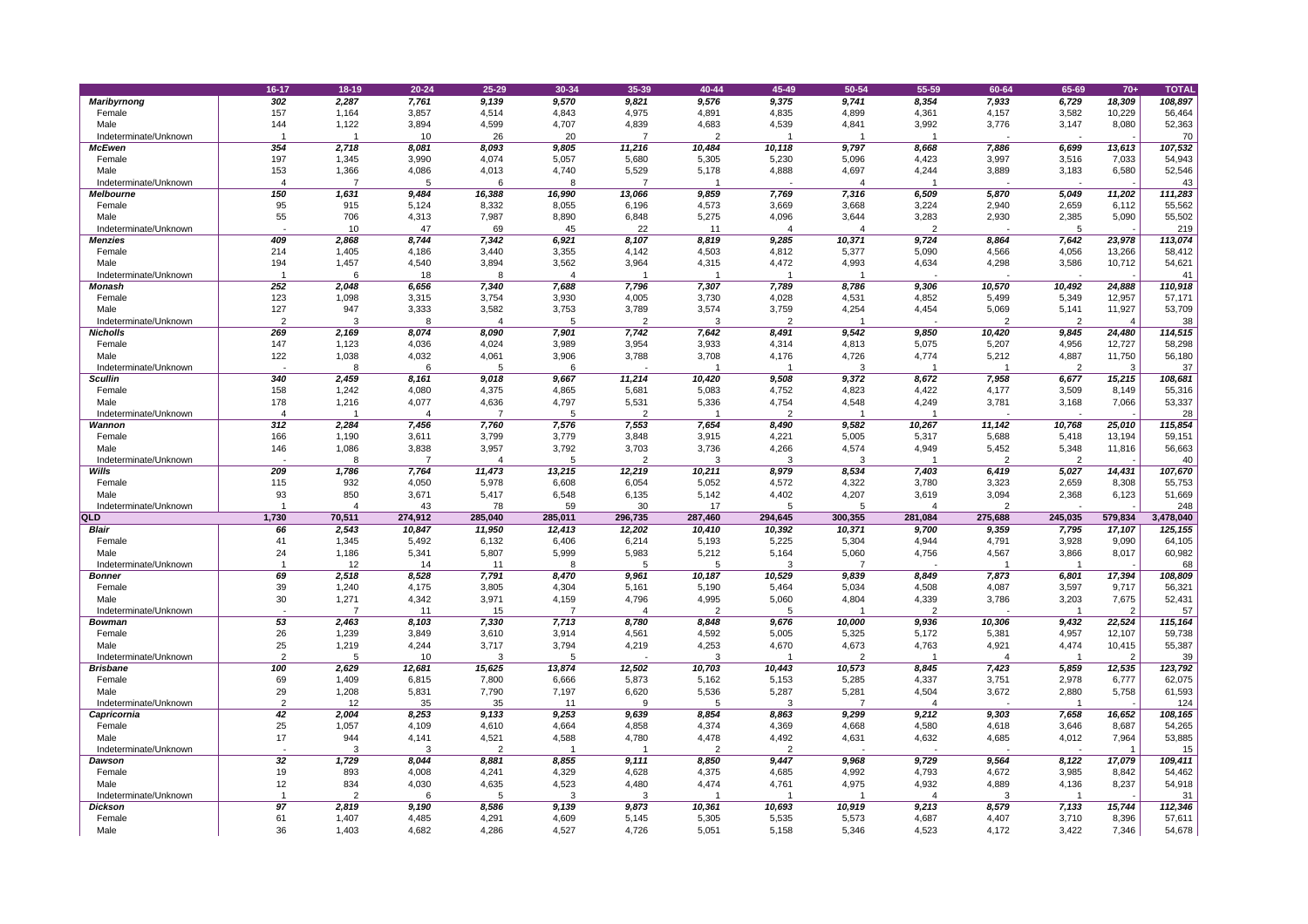| | 16-17 | 18-19 | 20-24 | 25-29 | 30-34 | 35-39 | 40-44 | 45-49 | 50-54 | 55-59 | 60-64 | 65-69 | 70+ | TOTAL |
|---|---|---|---|---|---|---|---|---|---|---|---|---|---|---|
| ***Maribyrnong*** | *302* | *2,287* | *7,761* | *9,139* | *9,570* | *9,821* | *9,576* | *9,375* | *9,741* | *8,354* | *7,933* | *6,729* | *18,309* | *108,897* |
| Female | 157 | 1,164 | 3,857 | 4,514 | 4,843 | 4,975 | 4,891 | 4,835 | 4,899 | 4,361 | 4,157 | 3,582 | 10,229 | 56,464 |
| Male | 144 | 1,122 | 3,894 | 4,599 | 4,707 | 4,839 | 4,683 | 4,539 | 4,841 | 3,992 | 3,776 | 3,147 | 8,080 | 52,363 |
| Indeterminate/Unknown | 1 | 1 | 10 | 26 | 20 | 7 | 2 | 1 | 1 | 1 | - | - | - | 70 |
| ***McEwen*** | *354* | *2,718* | *8,081* | *8,093* | *9,805* | *11,216* | *10,484* | *10,118* | *9,797* | *8,668* | *7,886* | *6,699* | *13,613* | *107,532* |
| Female | 197 | 1,345 | 3,990 | 4,074 | 5,057 | 5,680 | 5,305 | 5,230 | 5,096 | 4,423 | 3,997 | 3,516 | 7,033 | 54,943 |
| Male | 153 | 1,366 | 4,086 | 4,013 | 4,740 | 5,529 | 5,178 | 4,888 | 4,697 | 4,244 | 3,889 | 3,183 | 6,580 | 52,546 |
| Indeterminate/Unknown | 4 | 7 | 5 | 6 | 8 | 7 | 1 | - | 4 | 1 | - | - | - | 43 |
| ***Melbourne*** | *150* | *1,631* | *9,484* | *16,388* | *16,990* | *13,066* | *9,859* | *7,769* | *7,316* | *6,509* | *5,870* | *5,049* | *11,202* | *111,283* |
| Female | 95 | 915 | 5,124 | 8,332 | 8,055 | 6,196 | 4,573 | 3,669 | 3,668 | 3,224 | 2,940 | 2,659 | 6,112 | 55,562 |
| Male | 55 | 706 | 4,313 | 7,987 | 8,890 | 6,848 | 5,275 | 4,096 | 3,644 | 3,283 | 2,930 | 2,385 | 5,090 | 55,502 |
| Indeterminate/Unknown | - | 10 | 47 | 69 | 45 | 22 | 11 | 4 | 4 | 2 | - | 5 | - | 219 |
| ***Menzies*** | *409* | *2,868* | *8,744* | *7,342* | *6,921* | *8,107* | *8,819* | *9,285* | *10,371* | *9,724* | *8,864* | *7,642* | *23,978* | *113,074* |
| Female | 214 | 1,405 | 4,186 | 3,440 | 3,355 | 4,142 | 4,503 | 4,812 | 5,377 | 5,090 | 4,566 | 4,056 | 13,266 | 58,412 |
| Male | 194 | 1,457 | 4,540 | 3,894 | 3,562 | 3,964 | 4,315 | 4,472 | 4,993 | 4,634 | 4,298 | 3,586 | 10,712 | 54,621 |
| Indeterminate/Unknown | 1 | 6 | 18 | 8 | 4 | 1 | 1 | 1 | 1 | - | - | - | - | 41 |
| ***Monash*** | *252* | *2,048* | *6,656* | *7,340* | *7,688* | *7,796* | *7,307* | *7,789* | *8,786* | *9,306* | *10,570* | *10,492* | *24,888* | *110,918* |
| Female | 123 | 1,098 | 3,315 | 3,754 | 3,930 | 4,005 | 3,730 | 4,028 | 4,531 | 4,852 | 5,499 | 5,349 | 12,957 | 57,171 |
| Male | 127 | 947 | 3,333 | 3,582 | 3,753 | 3,789 | 3,574 | 3,759 | 4,254 | 4,454 | 5,069 | 5,141 | 11,927 | 53,709 |
| Indeterminate/Unknown | 2 | 3 | 8 | 4 | 5 | 2 | 3 | 2 | 1 | - | 2 | 2 | 4 | 38 |
| ***Nicholls*** | *269* | *2,169* | *8,074* | *8,090* | *7,901* | *7,742* | *7,642* | *8,491* | *9,542* | *9,850* | *10,420* | *9,845* | *24,480* | *114,515* |
| Female | 147 | 1,123 | 4,036 | 4,024 | 3,989 | 3,954 | 3,933 | 4,314 | 4,813 | 5,075 | 5,207 | 4,956 | 12,727 | 58,298 |
| Male | 122 | 1,038 | 4,032 | 4,061 | 3,906 | 3,788 | 3,708 | 4,176 | 4,726 | 4,774 | 5,212 | 4,887 | 11,750 | 56,180 |
| Indeterminate/Unknown | - | 8 | 6 | 5 | 6 | - | 1 | 1 | 3 | 1 | 1 | 2 | 3 | 37 |
| ***Scullin*** | *340* | *2,459* | *8,161* | *9,018* | *9,667* | *11,214* | *10,420* | *9,508* | *9,372* | *8,672* | *7,958* | *6,677* | *15,215* | *108,681* |
| Female | 158 | 1,242 | 4,080 | 4,375 | 4,865 | 5,681 | 5,083 | 4,752 | 4,823 | 4,422 | 4,177 | 3,509 | 8,149 | 55,316 |
| Male | 178 | 1,216 | 4,077 | 4,636 | 4,797 | 5,531 | 5,336 | 4,754 | 4,548 | 4,249 | 3,781 | 3,168 | 7,066 | 53,337 |
| Indeterminate/Unknown | 4 | 1 | 4 | 7 | 5 | 2 | 1 | 2 | 1 | 1 | - | - | - | 28 |
| ***Wannon*** | *312* | *2,284* | *7,456* | *7,760* | *7,576* | *7,553* | *7,654* | *8,490* | *9,582* | *10,267* | *11,142* | *10,768* | *25,010* | *115,854* |
| Female | 166 | 1,190 | 3,611 | 3,799 | 3,779 | 3,848 | 3,915 | 4,221 | 5,005 | 5,317 | 5,688 | 5,418 | 13,194 | 59,151 |
| Male | 146 | 1,086 | 3,838 | 3,957 | 3,792 | 3,703 | 3,736 | 4,266 | 4,574 | 4,949 | 5,452 | 5,348 | 11,816 | 56,663 |
| Indeterminate/Unknown | - | 8 | 7 | 4 | 5 | 2 | 3 | 3 | 3 | 1 | 2 | 2 | - | 40 |
| ***Wills*** | *209* | *1,786* | *7,764* | *11,473* | *13,215* | *12,219* | *10,211* | *8,979* | *8,534* | *7,403* | *6,419* | *5,027* | *14,431* | *107,670* |
| Female | 115 | 932 | 4,050 | 5,978 | 6,608 | 6,054 | 5,052 | 4,572 | 4,322 | 3,780 | 3,323 | 2,659 | 8,308 | 55,753 |
| Male | 93 | 850 | 3,671 | 5,417 | 6,548 | 6,135 | 5,142 | 4,402 | 4,207 | 3,619 | 3,094 | 2,368 | 6,123 | 51,669 |
| Indeterminate/Unknown | 1 | 4 | 43 | 78 | 59 | 30 | 17 | 5 | 5 | 4 | 2 | - | - | 248 |
| **QLD** | **1,730** | **70,511** | **274,912** | **285,040** | **285,011** | **296,735** | **287,460** | **294,645** | **300,355** | **281,084** | **275,688** | **245,035** | **579,834** | **3,478,040** |
| ***Blair*** | *66* | *2,543* | *10,847* | *11,950* | *12,413* | *12,202* | *10,410* | *10,392* | *10,371* | *9,700* | *9,359* | *7,795* | *17,107* | *125,155* |
| Female | 41 | 1,345 | 5,492 | 6,132 | 6,406 | 6,214 | 5,193 | 5,225 | 5,304 | 4,944 | 4,791 | 3,928 | 9,090 | 64,105 |
| Male | 24 | 1,186 | 5,341 | 5,807 | 5,999 | 5,983 | 5,212 | 5,164 | 5,060 | 4,756 | 4,567 | 3,866 | 8,017 | 60,982 |
| Indeterminate/Unknown | 1 | 12 | 14 | 11 | 8 | 5 | 5 | 3 | 7 | - | 1 | 1 | - | 68 |
| ***Bonner*** | *69* | *2,518* | *8,528* | *7,791* | *8,470* | *9,961* | *10,187* | *10,529* | *9,839* | *8,849* | *7,873* | *6,801* | *17,394* | *108,809* |
| Female | 39 | 1,240 | 4,175 | 3,805 | 4,304 | 5,161 | 5,190 | 5,464 | 5,034 | 4,508 | 4,087 | 3,597 | 9,717 | 56,321 |
| Male | 30 | 1,271 | 4,342 | 3,971 | 4,159 | 4,796 | 4,995 | 5,060 | 4,804 | 4,339 | 3,786 | 3,203 | 7,675 | 52,431 |
| Indeterminate/Unknown | - | 7 | 11 | 15 | 7 | 4 | 2 | 5 | 1 | 2 | - | 1 | 2 | 57 |
| ***Bowman*** | *53* | *2,463* | *8,103* | *7,330* | *7,713* | *8,780* | *8,848* | *9,676* | *10,000* | *9,936* | *10,306* | *9,432* | *22,524* | *115,164* |
| Female | 26 | 1,239 | 3,849 | 3,610 | 3,914 | 4,561 | 4,592 | 5,005 | 5,325 | 5,172 | 5,381 | 4,957 | 12,107 | 59,738 |
| Male | 25 | 1,219 | 4,244 | 3,717 | 3,794 | 4,219 | 4,253 | 4,670 | 4,673 | 4,763 | 4,921 | 4,474 | 10,415 | 55,387 |
| Indeterminate/Unknown | 2 | 5 | 10 | 3 | 5 | - | 3 | 1 | 2 | 1 | 4 | 1 | 2 | 39 |
| ***Brisbane*** | *100* | *2,629* | *12,681* | *15,625* | *13,874* | *12,502* | *10,703* | *10,443* | *10,573* | *8,845* | *7,423* | *5,859* | *12,535* | *123,792* |
| Female | 69 | 1,409 | 6,815 | 7,800 | 6,666 | 5,873 | 5,162 | 5,153 | 5,285 | 4,337 | 3,751 | 2,978 | 6,777 | 62,075 |
| Male | 29 | 1,208 | 5,831 | 7,790 | 7,197 | 6,620 | 5,536 | 5,287 | 5,281 | 4,504 | 3,672 | 2,880 | 5,758 | 61,593 |
| Indeterminate/Unknown | 2 | 12 | 35 | 35 | 11 | 9 | 5 | 3 | 7 | 4 | - | 1 | - | 124 |
| ***Capricornia*** | *42* | *2,004* | *8,253* | *9,133* | *9,253* | *9,639* | *8,854* | *8,863* | *9,299* | *9,212* | *9,303* | *7,658* | *16,652* | *108,165* |
| Female | 25 | 1,057 | 4,109 | 4,610 | 4,664 | 4,858 | 4,374 | 4,369 | 4,668 | 4,580 | 4,618 | 3,646 | 8,687 | 54,265 |
| Male | 17 | 944 | 4,141 | 4,521 | 4,588 | 4,780 | 4,478 | 4,492 | 4,631 | 4,632 | 4,685 | 4,012 | 7,964 | 53,885 |
| Indeterminate/Unknown | - | 3 | 3 | 2 | 1 | 1 | 2 | 2 | - | - | - | - | 1 | 15 |
| ***Dawson*** | *32* | *1,729* | *8,044* | *8,881* | *8,855* | *9,111* | *8,850* | *9,447* | *9,968* | *9,729* | *9,564* | *8,122* | *17,079* | *109,411* |
| Female | 19 | 893 | 4,008 | 4,241 | 4,329 | 4,628 | 4,375 | 4,685 | 4,992 | 4,793 | 4,672 | 3,985 | 8,842 | 54,462 |
| Male | 12 | 834 | 4,030 | 4,635 | 4,523 | 4,480 | 4,474 | 4,761 | 4,975 | 4,932 | 4,889 | 4,136 | 8,237 | 54,918 |
| Indeterminate/Unknown | 1 | 2 | 6 | 5 | 3 | 3 | 1 | 1 | 1 | 4 | 3 | 1 | - | 31 |
| ***Dickson*** | *97* | *2,819* | *9,190* | *8,586* | *9,139* | *9,873* | *10,361* | *10,693* | *10,919* | *9,213* | *8,579* | *7,133* | *15,744* | *112,346* |
| Female | 61 | 1,407 | 4,485 | 4,291 | 4,609 | 5,145 | 5,305 | 5,535 | 5,573 | 4,687 | 4,407 | 3,710 | 8,396 | 57,611 |
| Male | 36 | 1,403 | 4,682 | 4,286 | 4,527 | 4,726 | 5,051 | 5,158 | 5,346 | 4,523 | 4,172 | 3,422 | 7,346 | 54,678 |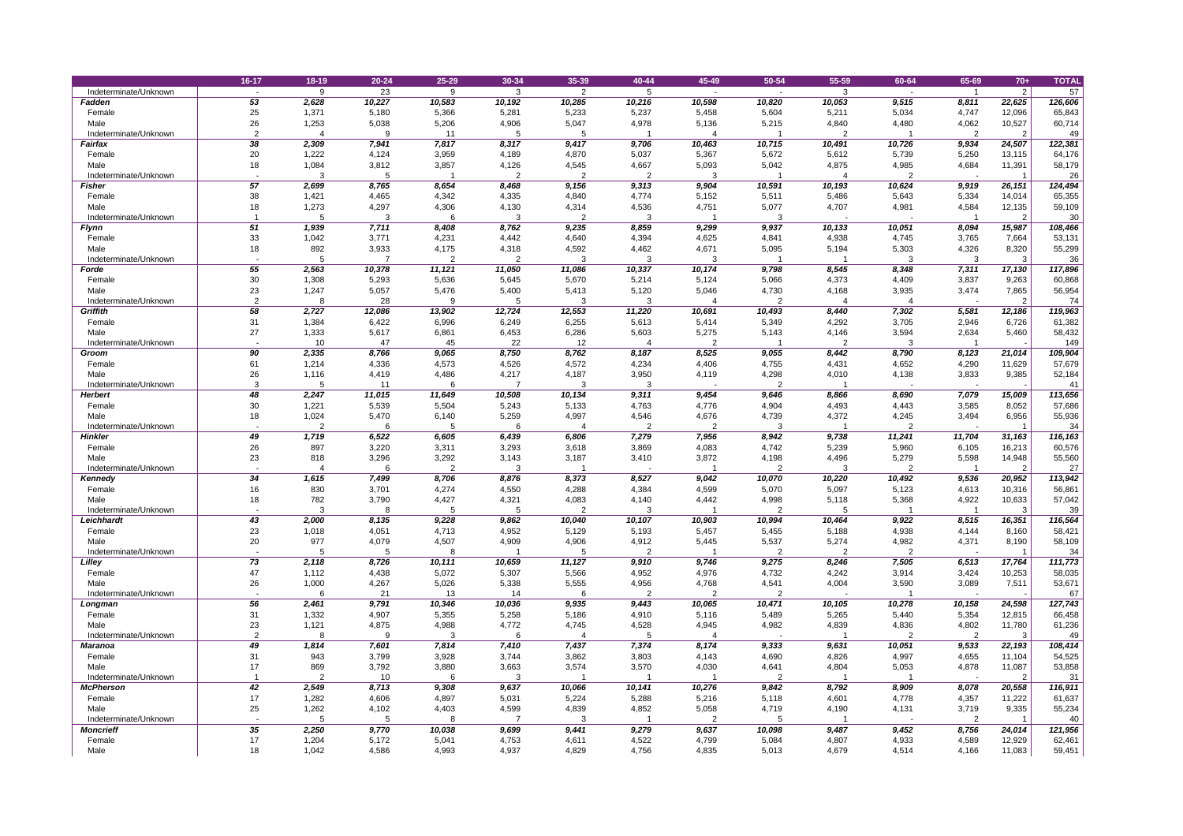| | 16-17 | 18-19 | 20-24 | 25-29 | 30-34 | 35-39 | 40-44 | 45-49 | 50-54 | 55-59 | 60-64 | 65-69 | 70+ | TOTAL |
|---|---|---|---|---|---|---|---|---|---|---|---|---|---|---|
| Indeterminate/Unknown | - | 9 | 23 | 9 | 3 | 2 | 5 | - | - | 3 | - | 1 | 2 | 57 |
| ***Fadden*** | ***53*** | ***2,628*** | ***10,227*** | ***10,583*** | ***10,192*** | ***10,285*** | ***10,216*** | ***10,598*** | ***10,820*** | ***10,053*** | ***9,515*** | ***8,811*** | ***22,625*** | ***126,606*** |
| Female | 25 | 1,371 | 5,180 | 5,366 | 5,281 | 5,233 | 5,237 | 5,458 | 5,604 | 5,211 | 5,034 | 4,747 | 12,096 | 65,843 |
| Male | 26 | 1,253 | 5,038 | 5,206 | 4,906 | 5,047 | 4,978 | 5,136 | 5,215 | 4,840 | 4,480 | 4,062 | 10,527 | 60,714 |
| Indeterminate/Unknown | 2 | 4 | 9 | 11 | 5 | 5 | 1 | 4 | 1 | 2 | 1 | 2 | 2 | 49 |
| ***Fairfax*** | ***38*** | ***2,309*** | ***7,941*** | ***7,817*** | ***8,317*** | ***9,417*** | ***9,706*** | ***10,463*** | ***10,715*** | ***10,491*** | ***10,726*** | ***9,934*** | ***24,507*** | ***122,381*** |
| Female | 20 | 1,222 | 4,124 | 3,959 | 4,189 | 4,870 | 5,037 | 5,367 | 5,672 | 5,612 | 5,739 | 5,250 | 13,115 | 64,176 |
| Male | 18 | 1,084 | 3,812 | 3,857 | 4,126 | 4,545 | 4,667 | 5,093 | 5,042 | 4,875 | 4,985 | 4,684 | 11,391 | 58,179 |
| Indeterminate/Unknown | - | 3 | 5 | 1 | 2 | 2 | 2 | 3 | 1 | 4 | 2 | - | 1 | 26 |
| ***Fisher*** | ***57*** | ***2,699*** | ***8,765*** | ***8,654*** | ***8,468*** | ***9,156*** | ***9,313*** | ***9,904*** | ***10,591*** | ***10,193*** | ***10,624*** | ***9,919*** | ***26,151*** | ***124,494*** |
| Female | 38 | 1,421 | 4,465 | 4,342 | 4,335 | 4,840 | 4,774 | 5,152 | 5,511 | 5,486 | 5,643 | 5,334 | 14,014 | 65,355 |
| Male | 18 | 1,273 | 4,297 | 4,306 | 4,130 | 4,314 | 4,536 | 4,751 | 5,077 | 4,707 | 4,981 | 4,584 | 12,135 | 59,109 |
| Indeterminate/Unknown | 1 | 5 | 3 | 6 | 3 | 2 | 3 | 1 | 3 | - | - | 1 | 2 | 30 |
| ***Flynn*** | ***51*** | ***1,939*** | ***7,711*** | ***8,408*** | ***8,762*** | ***9,235*** | ***8,859*** | ***9,299*** | ***9,937*** | ***10,133*** | ***10,051*** | ***8,094*** | ***15,987*** | ***108,466*** |
| Female | 33 | 1,042 | 3,771 | 4,231 | 4,442 | 4,640 | 4,394 | 4,625 | 4,841 | 4,938 | 4,745 | 3,765 | 7,664 | 53,131 |
| Male | 18 | 892 | 3,933 | 4,175 | 4,318 | 4,592 | 4,462 | 4,671 | 5,095 | 5,194 | 5,303 | 4,326 | 8,320 | 55,299 |
| Indeterminate/Unknown | - | 5 | 7 | 2 | 2 | 3 | 3 | 3 | 1 | 1 | 3 | 3 | 3 | 36 |
| ***Forde*** | ***55*** | ***2,563*** | ***10,378*** | ***11,121*** | ***11,050*** | ***11,086*** | ***10,337*** | ***10,174*** | ***9,798*** | ***8,545*** | ***8,348*** | ***7,311*** | ***17,130*** | ***117,896*** |
| Female | 30 | 1,308 | 5,293 | 5,636 | 5,645 | 5,670 | 5,214 | 5,124 | 5,066 | 4,373 | 4,409 | 3,837 | 9,263 | 60,868 |
| Male | 23 | 1,247 | 5,057 | 5,476 | 5,400 | 5,413 | 5,120 | 5,046 | 4,730 | 4,168 | 3,935 | 3,474 | 7,865 | 56,954 |
| Indeterminate/Unknown | 2 | 8 | 28 | 9 | 5 | 3 | 3 | 4 | 2 | 4 | 4 | - | 2 | 74 |
| ***Griffith*** | ***58*** | ***2,727*** | ***12,086*** | ***13,902*** | ***12,724*** | ***12,553*** | ***11,220*** | ***10,691*** | ***10,493*** | ***8,440*** | ***7,302*** | ***5,581*** | ***12,186*** | ***119,963*** |
| Female | 31 | 1,384 | 6,422 | 6,996 | 6,249 | 6,255 | 5,613 | 5,414 | 5,349 | 4,292 | 3,705 | 2,946 | 6,726 | 61,382 |
| Male | 27 | 1,333 | 5,617 | 6,861 | 6,453 | 6,286 | 5,603 | 5,275 | 5,143 | 4,146 | 3,594 | 2,634 | 5,460 | 58,432 |
| Indeterminate/Unknown | - | 10 | 47 | 45 | 22 | 12 | 4 | 2 | 1 | 2 | 3 | 1 | - | 149 |
| ***Groom*** | ***90*** | ***2,335*** | ***8,766*** | ***9,065*** | ***8,750*** | ***8,762*** | ***8,187*** | ***8,525*** | ***9,055*** | ***8,442*** | ***8,790*** | ***8,123*** | ***21,014*** | ***109,904*** |
| Female | 61 | 1,214 | 4,336 | 4,573 | 4,526 | 4,572 | 4,234 | 4,406 | 4,755 | 4,431 | 4,652 | 4,290 | 11,629 | 57,679 |
| Male | 26 | 1,116 | 4,419 | 4,486 | 4,217 | 4,187 | 3,950 | 4,119 | 4,298 | 4,010 | 4,138 | 3,833 | 9,385 | 52,184 |
| Indeterminate/Unknown | 3 | 5 | 11 | 6 | 7 | 3 | 3 | - | 2 | 1 | - | - | - | 41 |
| ***Herbert*** | ***48*** | ***2,247*** | ***11,015*** | ***11,649*** | ***10,508*** | ***10,134*** | ***9,311*** | ***9,454*** | ***9,646*** | ***8,866*** | ***8,690*** | ***7,079*** | ***15,009*** | ***113,656*** |
| Female | 30 | 1,221 | 5,539 | 5,504 | 5,243 | 5,133 | 4,763 | 4,776 | 4,904 | 4,493 | 4,443 | 3,585 | 8,052 | 57,686 |
| Male | 18 | 1,024 | 5,470 | 6,140 | 5,259 | 4,997 | 4,546 | 4,676 | 4,739 | 4,372 | 4,245 | 3,494 | 6,956 | 55,936 |
| Indeterminate/Unknown | - | 2 | 6 | 5 | 6 | 4 | 2 | 2 | 3 | 1 | 2 | - | 1 | 34 |
| ***Hinkler*** | ***49*** | ***1,719*** | ***6,522*** | ***6,605*** | ***6,439*** | ***6,806*** | ***7,279*** | ***7,956*** | ***8,942*** | ***9,738*** | ***11,241*** | ***11,704*** | ***31,163*** | ***116,163*** |
| Female | 26 | 897 | 3,220 | 3,311 | 3,293 | 3,618 | 3,869 | 4,083 | 4,742 | 5,239 | 5,960 | 6,105 | 16,213 | 60,576 |
| Male | 23 | 818 | 3,296 | 3,292 | 3,143 | 3,187 | 3,410 | 3,872 | 4,198 | 4,496 | 5,279 | 5,598 | 14,948 | 55,560 |
| Indeterminate/Unknown | - | 4 | 6 | 2 | 3 | 1 | - | 1 | 2 | 3 | 2 | 1 | 2 | 27 |
| ***Kennedy*** | ***34*** | ***1,615*** | ***7,499*** | ***8,706*** | ***8,876*** | ***8,373*** | ***8,527*** | ***9,042*** | ***10,070*** | ***10,220*** | ***10,492*** | ***9,536*** | ***20,952*** | ***113,942*** |
| Female | 16 | 830 | 3,701 | 4,274 | 4,550 | 4,288 | 4,384 | 4,599 | 5,070 | 5,097 | 5,123 | 4,613 | 10,316 | 56,861 |
| Male | 18 | 782 | 3,790 | 4,427 | 4,321 | 4,083 | 4,140 | 4,442 | 4,998 | 5,118 | 5,368 | 4,922 | 10,633 | 57,042 |
| Indeterminate/Unknown | - | 3 | 8 | 5 | 5 | 2 | 3 | 1 | 2 | 5 | 1 | 1 | 3 | 39 |
| ***Leichhardt*** | ***43*** | ***2,000*** | ***8,135*** | ***9,228*** | ***9,862*** | ***10,040*** | ***10,107*** | ***10,903*** | ***10,994*** | ***10,464*** | ***9,922*** | ***8,515*** | ***16,351*** | ***116,564*** |
| Female | 23 | 1,018 | 4,051 | 4,713 | 4,952 | 5,129 | 5,193 | 5,457 | 5,455 | 5,188 | 4,938 | 4,144 | 8,160 | 58,421 |
| Male | 20 | 977 | 4,079 | 4,507 | 4,909 | 4,906 | 4,912 | 5,445 | 5,537 | 5,274 | 4,982 | 4,371 | 8,190 | 58,109 |
| Indeterminate/Unknown | - | 5 | 5 | 8 | 1 | 5 | 2 | 1 | 2 | 2 | 2 | - | 1 | 34 |
| ***Lilley*** | ***73*** | ***2,118*** | ***8,726*** | ***10,111*** | ***10,659*** | ***11,127*** | ***9,910*** | ***9,746*** | ***9,275*** | ***8,246*** | ***7,505*** | ***6,513*** | ***17,764*** | ***111,773*** |
| Female | 47 | 1,112 | 4,438 | 5,072 | 5,307 | 5,566 | 4,952 | 4,976 | 4,732 | 4,242 | 3,914 | 3,424 | 10,253 | 58,035 |
| Male | 26 | 1,000 | 4,267 | 5,026 | 5,338 | 5,555 | 4,956 | 4,768 | 4,541 | 4,004 | 3,590 | 3,089 | 7,511 | 53,671 |
| Indeterminate/Unknown | - | 6 | 21 | 13 | 14 | 6 | 2 | 2 | 2 | - | 1 | - | - | 67 |
| ***Longman*** | ***56*** | ***2,461*** | ***9,791*** | ***10,346*** | ***10,036*** | ***9,935*** | ***9,443*** | ***10,065*** | ***10,471*** | ***10,105*** | ***10,278*** | ***10,158*** | ***24,598*** | ***127,743*** |
| Female | 31 | 1,332 | 4,907 | 5,355 | 5,258 | 5,186 | 4,910 | 5,116 | 5,489 | 5,265 | 5,440 | 5,354 | 12,815 | 66,458 |
| Male | 23 | 1,121 | 4,875 | 4,988 | 4,772 | 4,745 | 4,528 | 4,945 | 4,982 | 4,839 | 4,836 | 4,802 | 11,780 | 61,236 |
| Indeterminate/Unknown | 2 | 8 | 9 | 3 | 6 | 4 | 5 | 4 | - | 1 | 2 | 2 | 3 | 49 |
| ***Maranoa*** | ***49*** | ***1,814*** | ***7,601*** | ***7,814*** | ***7,410*** | ***7,437*** | ***7,374*** | ***8,174*** | ***9,333*** | ***9,631*** | ***10,051*** | ***9,533*** | ***22,193*** | ***108,414*** |
| Female | 31 | 943 | 3,799 | 3,928 | 3,744 | 3,862 | 3,803 | 4,143 | 4,690 | 4,826 | 4,997 | 4,655 | 11,104 | 54,525 |
| Male | 17 | 869 | 3,792 | 3,880 | 3,663 | 3,574 | 3,570 | 4,030 | 4,641 | 4,804 | 5,053 | 4,878 | 11,087 | 53,858 |
| Indeterminate/Unknown | 1 | 2 | 10 | 6 | 3 | 1 | 1 | 1 | 2 | 1 | 1 | - | 2 | 31 |
| ***McPherson*** | ***42*** | ***2,549*** | ***8,713*** | ***9,308*** | ***9,637*** | ***10,066*** | ***10,141*** | ***10,276*** | ***9,842*** | ***8,792*** | ***8,909*** | ***8,078*** | ***20,558*** | ***116,911*** |
| Female | 17 | 1,282 | 4,606 | 4,897 | 5,031 | 5,224 | 5,288 | 5,216 | 5,118 | 4,601 | 4,778 | 4,357 | 11,222 | 61,637 |
| Male | 25 | 1,262 | 4,102 | 4,403 | 4,599 | 4,839 | 4,852 | 5,058 | 4,719 | 4,190 | 4,131 | 3,719 | 9,335 | 55,234 |
| Indeterminate/Unknown | - | 5 | 5 | 8 | 7 | 3 | 1 | 2 | 5 | 1 | - | 2 | 1 | 40 |
| ***Moncrieff*** | ***35*** | ***2,250*** | ***9,770*** | ***10,038*** | ***9,699*** | ***9,441*** | ***9,279*** | ***9,637*** | ***10,098*** | ***9,487*** | ***9,452*** | ***8,756*** | ***24,014*** | ***121,956*** |
| Female | 17 | 1,204 | 5,172 | 5,041 | 4,753 | 4,611 | 4,522 | 4,799 | 5,084 | 4,807 | 4,933 | 4,589 | 12,929 | 62,461 |
| Male | 18 | 1,042 | 4,586 | 4,993 | 4,937 | 4,829 | 4,756 | 4,835 | 5,013 | 4,679 | 4,514 | 4,166 | 11,083 | 59,451 |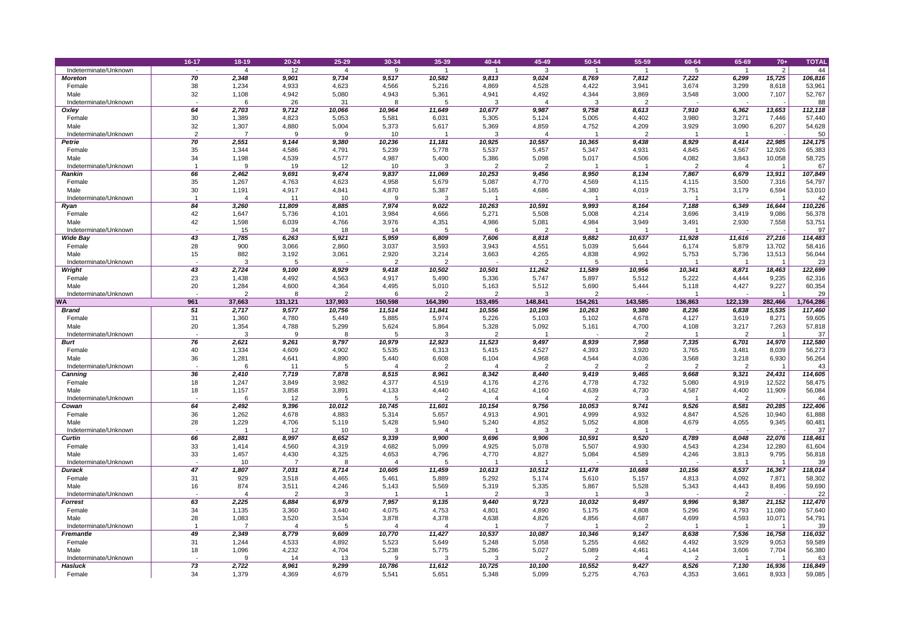| | 16-17 | 18-19 | 20-24 | 25-29 | 30-34 | 35-39 | 40-44 | 45-49 | 50-54 | 55-59 | 60-64 | 65-69 | 70+ | TOTAL |
|---|---|---|---|---|---|---|---|---|---|---|---|---|---|---|
| Indeterminate/Unknown | - | 4 | 12 | 4 | 9 | 1 | 1 | 3 | 1 | 1 | 5 | 1 | 2 | 44 |
| ***Moreton*** | *70* | *2,348* | *9,901* | *9,734* | *9,517* | *10,582* | *9,813* | *9,024* | *8,769* | *7,812* | *7,222* | *6,299* | *15,725* | *106,816* |
| Female | 38 | 1,234 | 4,933 | 4,623 | 4,566 | 5,216 | 4,869 | 4,528 | 4,422 | 3,941 | 3,674 | 3,299 | 8,618 | 53,961 |
| Male | 32 | 1,108 | 4,942 | 5,080 | 4,943 | 5,361 | 4,941 | 4,492 | 4,344 | 3,869 | 3,548 | 3,000 | 7,107 | 52,767 |
| Indeterminate/Unknown | - | 6 | 26 | 31 | 8 | 5 | 3 | 4 | 3 | 2 | - | - | - | 88 |
| ***Oxley*** | *64* | *2,703* | *9,712* | *10,066* | *10,964* | *11,649* | *10,677* | *9,987* | *9,758* | *8,613* | *7,910* | *6,362* | *13,653* | *112,118* |
| Female | 30 | 1,389 | 4,823 | 5,053 | 5,581 | 6,031 | 5,305 | 5,124 | 5,005 | 4,402 | 3,980 | 3,271 | 7,446 | 57,440 |
| Male | 32 | 1,307 | 4,880 | 5,004 | 5,373 | 5,617 | 5,369 | 4,859 | 4,752 | 4,209 | 3,929 | 3,090 | 6,207 | 54,628 |
| Indeterminate/Unknown | 2 | 7 | 9 | 9 | 10 | 1 | 3 | 4 | 1 | 2 | 1 | 1 | - | 50 |
| ***Petrie*** | *70* | *2,551* | *9,144* | *9,380* | *10,236* | *11,181* | *10,925* | *10,557* | *10,365* | *9,438* | *8,929* | *8,414* | *22,985* | *124,175* |
| Female | 35 | 1,344 | 4,586 | 4,791 | 5,239 | 5,778 | 5,537 | 5,457 | 5,347 | 4,931 | 4,845 | 4,567 | 12,926 | 65,383 |
| Male | 34 | 1,198 | 4,539 | 4,577 | 4,987 | 5,400 | 5,386 | 5,098 | 5,017 | 4,506 | 4,082 | 3,843 | 10,058 | 58,725 |
| Indeterminate/Unknown | 1 | 9 | 19 | 12 | 10 | 3 | 2 | 2 | 1 | 1 | 2 | 4 | 1 | 67 |
| ***Rankin*** | *66* | *2,462* | *9,691* | *9,474* | *9,837* | *11,069* | *10,253* | *9,456* | *8,950* | *8,134* | *7,867* | *6,679* | *13,911* | *107,849* |
| Female | 35 | 1,267 | 4,763 | 4,623 | 4,958 | 5,679 | 5,087 | 4,770 | 4,569 | 4,115 | 4,115 | 3,500 | 7,316 | 54,797 |
| Male | 30 | 1,191 | 4,917 | 4,841 | 4,870 | 5,387 | 5,165 | 4,686 | 4,380 | 4,019 | 3,751 | 3,179 | 6,594 | 53,010 |
| Indeterminate/Unknown | 1 | 4 | 11 | 10 | 9 | 3 | 1 | - | 1 | - | 1 | - | 1 | 42 |
| ***Ryan*** | *84* | *3,260* | *11,809* | *8,885* | *7,974* | *9,022* | *10,263* | *10,591* | *9,993* | *8,164* | *7,188* | *6,349* | *16,644* | *110,226* |
| Female | 42 | 1,647 | 5,736 | 4,101 | 3,984 | 4,666 | 5,271 | 5,508 | 5,008 | 4,214 | 3,696 | 3,419 | 9,086 | 56,378 |
| Male | 42 | 1,598 | 6,039 | 4,766 | 3,976 | 4,351 | 4,986 | 5,081 | 4,984 | 3,949 | 3,491 | 2,930 | 7,558 | 53,751 |
| Indeterminate/Unknown | - | 15 | 34 | 18 | 14 | 5 | 6 | 2 | 1 | 1 | 1 | - | - | 97 |
| ***Wide Bay*** | *43* | *1,785* | *6,263* | *5,921* | *5,959* | *6,809* | *7,606* | *8,818* | *9,882* | *10,637* | *11,928* | *11,616* | *27,216* | *114,483* |
| Female | 28 | 900 | 3,066 | 2,860 | 3,037 | 3,593 | 3,943 | 4,551 | 5,039 | 5,644 | 6,174 | 5,879 | 13,702 | 58,416 |
| Male | 15 | 882 | 3,192 | 3,061 | 2,920 | 3,214 | 3,663 | 4,265 | 4,838 | 4,992 | 5,753 | 5,736 | 13,513 | 56,044 |
| Indeterminate/Unknown | - | 3 | 5 | - | 2 | 2 | - | 2 | 5 | 1 | 1 | 1 | 1 | 23 |
| ***Wright*** | *43* | *2,724* | *9,100* | *8,929* | *9,418* | *10,502* | *10,501* | *11,262* | *11,589* | *10,956* | *10,341* | *8,871* | *18,463* | *122,699* |
| Female | 23 | 1,438 | 4,492 | 4,563 | 4,917 | 5,490 | 5,336 | 5,747 | 5,897 | 5,512 | 5,222 | 4,444 | 9,235 | 62,316 |
| Male | 20 | 1,284 | 4,600 | 4,364 | 4,495 | 5,010 | 5,163 | 5,512 | 5,690 | 5,444 | 5,118 | 4,427 | 9,227 | 60,354 |
| Indeterminate/Unknown | - | 2 | 8 | 2 | 6 | 2 | 2 | 3 | 2 | - | 1 | - | 1 | 29 |
| **WA** | **961** | **37,663** | **131,121** | **137,903** | **150,598** | **164,390** | **153,495** | **148,841** | **154,261** | **143,585** | **136,863** | **122,139** | **282,466** | **1,764,286** |
| ***Brand*** | *51* | *2,717* | *9,577* | *10,756* | *11,514* | *11,841* | *10,556* | *10,196* | *10,263* | *9,380* | *8,236* | *6,838* | *15,535* | *117,460* |
| Female | 31 | 1,360 | 4,780 | 5,449 | 5,885 | 5,974 | 5,226 | 5,103 | 5,102 | 4,678 | 4,127 | 3,619 | 8,271 | 59,605 |
| Male | 20 | 1,354 | 4,788 | 5,299 | 5,624 | 5,864 | 5,328 | 5,092 | 5,161 | 4,700 | 4,108 | 3,217 | 7,263 | 57,818 |
| Indeterminate/Unknown | - | 3 | 9 | 8 | 5 | 3 | 2 | 1 | - | 2 | 1 | 2 | 1 | 37 |
| ***Burt*** | *76* | *2,621* | *9,261* | *9,797* | *10,979* | *12,923* | *11,523* | *9,497* | *8,939* | *7,958* | *7,335* | *6,701* | *14,970* | *112,580* |
| Female | 40 | 1,334 | 4,609 | 4,902 | 5,535 | 6,313 | 5,415 | 4,527 | 4,393 | 3,920 | 3,765 | 3,481 | 8,039 | 56,273 |
| Male | 36 | 1,281 | 4,641 | 4,890 | 5,440 | 6,608 | 6,104 | 4,968 | 4,544 | 4,036 | 3,568 | 3,218 | 6,930 | 56,264 |
| Indeterminate/Unknown | - | 6 | 11 | 5 | 4 | 2 | 4 | 2 | 2 | 2 | 2 | 2 | 1 | 43 |
| ***Canning*** | *36* | *2,410* | *7,719* | *7,878* | *8,515* | *8,961* | *8,342* | *8,440* | *9,419* | *9,465* | *9,668* | *9,321* | *24,431* | *114,605* |
| Female | 18 | 1,247 | 3,849 | 3,982 | 4,377 | 4,519 | 4,176 | 4,276 | 4,778 | 4,732 | 5,080 | 4,919 | 12,522 | 58,475 |
| Male | 18 | 1,157 | 3,858 | 3,891 | 4,133 | 4,440 | 4,162 | 4,160 | 4,639 | 4,730 | 4,587 | 4,400 | 11,909 | 56,084 |
| Indeterminate/Unknown | - | 6 | 12 | 5 | 5 | 2 | 4 | 4 | 2 | 3 | 1 | 2 | - | 46 |
| ***Cowan*** | *64* | *2,492* | *9,396* | *10,012* | *10,745* | *11,601* | *10,154* | *9,756* | *10,053* | *9,741* | *9,526* | *8,581* | *20,285* | *122,406* |
| Female | 36 | 1,262 | 4,678 | 4,883 | 5,314 | 5,657 | 4,913 | 4,901 | 4,999 | 4,932 | 4,847 | 4,526 | 10,940 | 61,888 |
| Male | 28 | 1,229 | 4,706 | 5,119 | 5,428 | 5,940 | 5,240 | 4,852 | 5,052 | 4,808 | 4,679 | 4,055 | 9,345 | 60,481 |
| Indeterminate/Unknown | - | 1 | 12 | 10 | 3 | 4 | 1 | 3 | 2 | 1 | - | - | - | 37 |
| ***Curtin*** | *66* | *2,881* | *8,997* | *8,652* | *9,339* | *9,900* | *9,696* | *9,906* | *10,591* | *9,520* | *8,789* | *8,048* | *22,076* | *118,461* |
| Female | 33 | 1,414 | 4,560 | 4,319 | 4,682 | 5,099 | 4,925 | 5,078 | 5,507 | 4,930 | 4,543 | 4,234 | 12,280 | 61,604 |
| Male | 33 | 1,457 | 4,430 | 4,325 | 4,653 | 4,796 | 4,770 | 4,827 | 5,084 | 4,589 | 4,246 | 3,813 | 9,795 | 56,818 |
| Indeterminate/Unknown | - | 10 | 7 | 8 | 4 | 5 | 1 | 1 | - | 1 | - | 1 | 1 | 39 |
| ***Durack*** | *47* | *1,807* | *7,031* | *8,714* | *10,605* | *11,459* | *10,613* | *10,512* | *11,478* | *10,688* | *10,156* | *8,537* | *16,367* | *118,014* |
| Female | 31 | 929 | 3,518 | 4,465 | 5,461 | 5,889 | 5,292 | 5,174 | 5,610 | 5,157 | 4,813 | 4,092 | 7,871 | 58,302 |
| Male | 16 | 874 | 3,511 | 4,246 | 5,143 | 5,569 | 5,319 | 5,335 | 5,867 | 5,528 | 5,343 | 4,443 | 8,496 | 59,690 |
| Indeterminate/Unknown | - | 4 | 2 | 3 | 1 | 1 | 2 | 3 | 1 | 3 | - | 2 | - | 22 |
| ***Forrest*** | *63* | *2,225* | *6,884* | *6,979* | *7,957* | *9,135* | *9,440* | *9,723* | *10,032* | *9,497* | *9,996* | *9,387* | *21,152* | *112,470* |
| Female | 34 | 1,135 | 3,360 | 3,440 | 4,075 | 4,753 | 4,801 | 4,890 | 5,175 | 4,808 | 5,296 | 4,793 | 11,080 | 57,640 |
| Male | 28 | 1,083 | 3,520 | 3,534 | 3,878 | 4,378 | 4,638 | 4,826 | 4,856 | 4,687 | 4,699 | 4,593 | 10,071 | 54,791 |
| Indeterminate/Unknown | 1 | 7 | 4 | 5 | 4 | 4 | 1 | 7 | 1 | 2 | 1 | 1 | 1 | 39 |
| ***Fremantle*** | *49* | *2,349* | *8,779* | *9,609* | *10,770* | *11,427* | *10,537* | *10,087* | *10,346* | *9,147* | *8,638* | *7,536* | *16,758* | *116,032* |
| Female | 31 | 1,244 | 4,533 | 4,892 | 5,523 | 5,649 | 5,248 | 5,058 | 5,255 | 4,682 | 4,492 | 3,929 | 9,053 | 59,589 |
| Male | 18 | 1,096 | 4,232 | 4,704 | 5,238 | 5,775 | 5,286 | 5,027 | 5,089 | 4,461 | 4,144 | 3,606 | 7,704 | 56,380 |
| Indeterminate/Unknown | - | 9 | 14 | 13 | 9 | 3 | 3 | 2 | 2 | 4 | 2 | 1 | 1 | 63 |
| ***Hasluck*** | *73* | *2,722* | *8,961* | *9,299* | *10,786* | *11,612* | *10,725* | *10,100* | *10,552* | *9,427* | *8,526* | *7,130* | *16,936* | *116,849* |
| Female | 34 | 1,379 | 4,369 | 4,679 | 5,541 | 5,651 | 5,348 | 5,099 | 5,275 | 4,763 | 4,353 | 3,661 | 8,933 | 59,085 |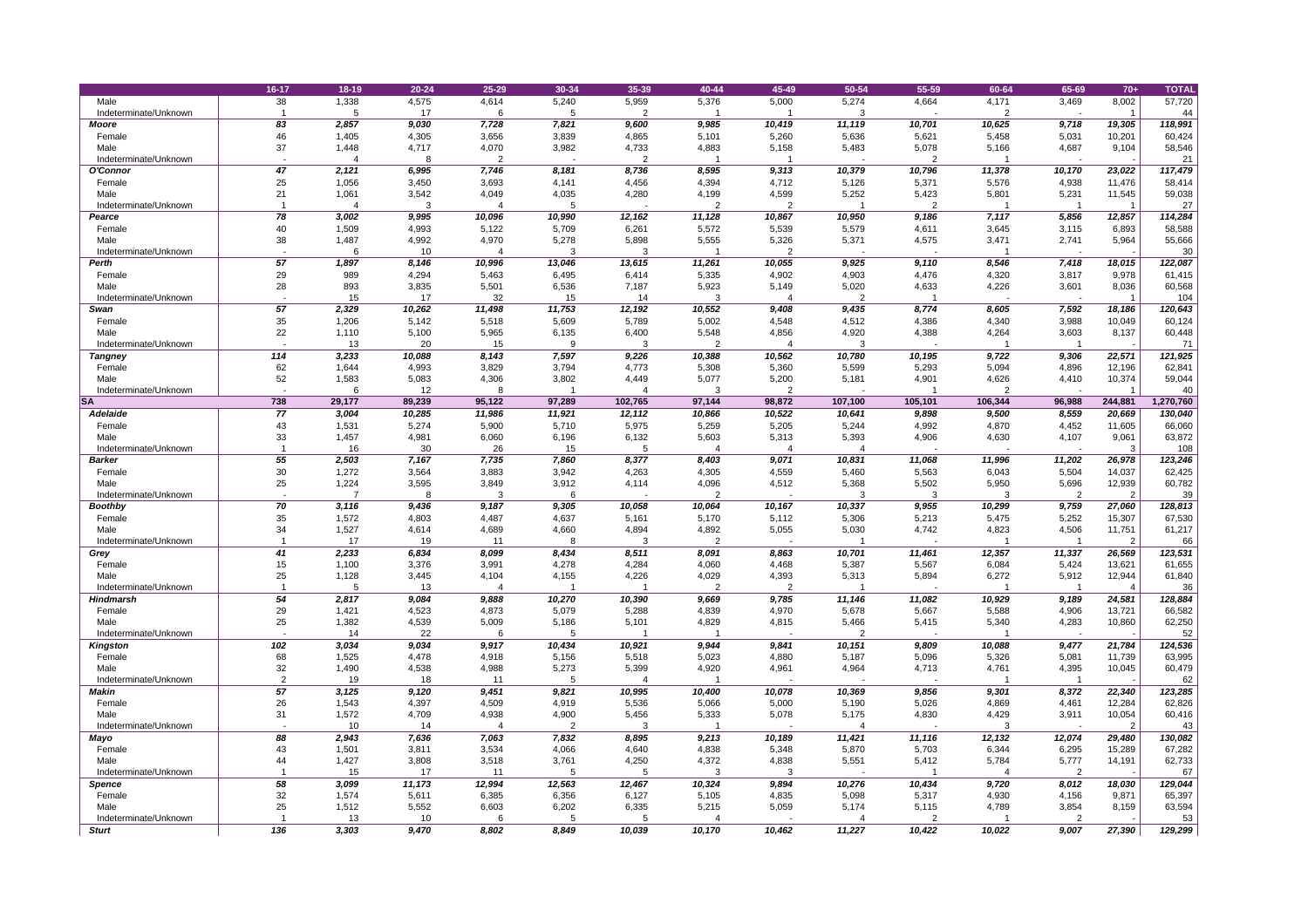| | 16-17 | 18-19 | 20-24 | 25-29 | 30-34 | 35-39 | 40-44 | 45-49 | 50-54 | 55-59 | 60-64 | 65-69 | 70+ | TOTAL |
|---|---|---|---|---|---|---|---|---|---|---|---|---|---|---|
| Male | 38 | 1,338 | 4,575 | 4,614 | 5,240 | 5,959 | 5,376 | 5,000 | 5,274 | 4,664 | 4,171 | 3,469 | 8,002 | 57,720 |
| Indeterminate/Unknown | 1 | 5 | 17 | 6 | 5 | 2 | 1 | 1 | 3 | - | 2 | - | 1 | 44 |
| ***Moore*** | ***83*** | ***2,857*** | ***9,030*** | ***7,728*** | ***7,821*** | ***9,600*** | ***9,985*** | ***10,419*** | ***11,119*** | ***10,701*** | ***10,625*** | ***9,718*** | ***19,305*** | ***118,991*** |
| Female | 46 | 1,405 | 4,305 | 3,656 | 3,839 | 4,865 | 5,101 | 5,260 | 5,636 | 5,621 | 5,458 | 5,031 | 10,201 | 60,424 |
| Male | 37 | 1,448 | 4,717 | 4,070 | 3,982 | 4,733 | 4,883 | 5,158 | 5,483 | 5,078 | 5,166 | 4,687 | 9,104 | 58,546 |
| Indeterminate/Unknown | - | 4 | 8 | 2 | - | 2 | 1 | 1 | - | 2 | 1 | - | - | 21 |
| ***O'Connor*** | ***47*** | ***2,121*** | ***6,995*** | ***7,746*** | ***8,181*** | ***8,736*** | ***8,595*** | ***9,313*** | ***10,379*** | ***10,796*** | ***11,378*** | ***10,170*** | ***23,022*** | ***117,479*** |
| Female | 25 | 1,056 | 3,450 | 3,693 | 4,141 | 4,456 | 4,394 | 4,712 | 5,126 | 5,371 | 5,576 | 4,938 | 11,476 | 58,414 |
| Male | 21 | 1,061 | 3,542 | 4,049 | 4,035 | 4,280 | 4,199 | 4,599 | 5,252 | 5,423 | 5,801 | 5,231 | 11,545 | 59,038 |
| Indeterminate/Unknown | 1 | 4 | 3 | 4 | 5 | - | 2 | 2 | 1 | 2 | 1 | 1 | 1 | 27 |
| ***Pearce*** | ***78*** | ***3,002*** | ***9,995*** | ***10,096*** | ***10,990*** | ***12,162*** | ***11,128*** | ***10,867*** | ***10,950*** | ***9,186*** | ***7,117*** | ***5,856*** | ***12,857*** | ***114,284*** |
| Female | 40 | 1,509 | 4,993 | 5,122 | 5,709 | 6,261 | 5,572 | 5,539 | 5,579 | 4,611 | 3,645 | 3,115 | 6,893 | 58,588 |
| Male | 38 | 1,487 | 4,992 | 4,970 | 5,278 | 5,898 | 5,555 | 5,326 | 5,371 | 4,575 | 3,471 | 2,741 | 5,964 | 55,666 |
| Indeterminate/Unknown | - | 6 | 10 | 4 | 3 | 3 | 1 | 2 | - | - | 1 | - | - | 30 |
| ***Perth*** | ***57*** | ***1,897*** | ***8,146*** | ***10,996*** | ***13,046*** | ***13,615*** | ***11,261*** | ***10,055*** | ***9,925*** | ***9,110*** | ***8,546*** | ***7,418*** | ***18,015*** | ***122,087*** |
| Female | 29 | 989 | 4,294 | 5,463 | 6,495 | 6,414 | 5,335 | 4,902 | 4,903 | 4,476 | 4,320 | 3,817 | 9,978 | 61,415 |
| Male | 28 | 893 | 3,835 | 5,501 | 6,536 | 7,187 | 5,923 | 5,149 | 5,020 | 4,633 | 4,226 | 3,601 | 8,036 | 60,568 |
| Indeterminate/Unknown | - | 15 | 17 | 32 | 15 | 14 | 3 | 4 | 2 | 1 | - | - | 1 | 104 |
| ***Swan*** | ***57*** | ***2,329*** | ***10,262*** | ***11,498*** | ***11,753*** | ***12,192*** | ***10,552*** | ***9,408*** | ***9,435*** | ***8,774*** | ***8,605*** | ***7,592*** | ***18,186*** | ***120,643*** |
| Female | 35 | 1,206 | 5,142 | 5,518 | 5,609 | 5,789 | 5,002 | 4,548 | 4,512 | 4,386 | 4,340 | 3,988 | 10,049 | 60,124 |
| Male | 22 | 1,110 | 5,100 | 5,965 | 6,135 | 6,400 | 5,548 | 4,856 | 4,920 | 4,388 | 4,264 | 3,603 | 8,137 | 60,448 |
| Indeterminate/Unknown | - | 13 | 20 | 15 | 9 | 3 | 2 | 4 | 3 | - | 1 | 1 | - | 71 |
| ***Tangney*** | ***114*** | ***3,233*** | ***10,088*** | ***8,143*** | ***7,597*** | ***9,226*** | ***10,388*** | ***10,562*** | ***10,780*** | ***10,195*** | ***9,722*** | ***9,306*** | ***22,571*** | ***121,925*** |
| Female | 62 | 1,644 | 4,993 | 3,829 | 3,794 | 4,773 | 5,308 | 5,360 | 5,599 | 5,293 | 5,094 | 4,896 | 12,196 | 62,841 |
| Male | 52 | 1,583 | 5,083 | 4,306 | 3,802 | 4,449 | 5,077 | 5,200 | 5,181 | 4,901 | 4,626 | 4,410 | 10,374 | 59,044 |
| Indeterminate/Unknown | - | 6 | 12 | 8 | 1 | 4 | 3 | 2 | - | 1 | 2 | - | 1 | 40 |
| **SA** | **738** | **29,177** | **89,239** | **95,122** | **97,289** | **102,765** | **97,144** | **98,872** | **107,100** | **105,101** | **106,344** | **96,988** | **244,881** | **1,270,760** |
| ***Adelaide*** | ***77*** | ***3,004*** | ***10,285*** | ***11,986*** | ***11,921*** | ***12,112*** | ***10,866*** | ***10,522*** | ***10,641*** | ***9,898*** | ***9,500*** | ***8,559*** | ***20,669*** | ***130,040*** |
| Female | 43 | 1,531 | 5,274 | 5,900 | 5,710 | 5,975 | 5,259 | 5,205 | 5,244 | 4,992 | 4,870 | 4,452 | 11,605 | 66,060 |
| Male | 33 | 1,457 | 4,981 | 6,060 | 6,196 | 6,132 | 5,603 | 5,313 | 5,393 | 4,906 | 4,630 | 4,107 | 9,061 | 63,872 |
| Indeterminate/Unknown | 1 | 16 | 30 | 26 | 15 | 5 | 4 | 4 | 4 | - | - | - | 3 | 108 |
| ***Barker*** | ***55*** | ***2,503*** | ***7,167*** | ***7,735*** | ***7,860*** | ***8,377*** | ***8,403*** | ***9,071*** | ***10,831*** | ***11,068*** | ***11,996*** | ***11,202*** | ***26,978*** | ***123,246*** |
| Female | 30 | 1,272 | 3,564 | 3,883 | 3,942 | 4,263 | 4,305 | 4,559 | 5,460 | 5,563 | 6,043 | 5,504 | 14,037 | 62,425 |
| Male | 25 | 1,224 | 3,595 | 3,849 | 3,912 | 4,114 | 4,096 | 4,512 | 5,368 | 5,502 | 5,950 | 5,696 | 12,939 | 60,782 |
| Indeterminate/Unknown | - | 7 | 8 | 3 | 6 | - | 2 | - | 3 | 3 | 3 | 2 | 2 | 39 |
| ***Boothby*** | ***70*** | ***3,116*** | ***9,436*** | ***9,187*** | ***9,305*** | ***10,058*** | ***10,064*** | ***10,167*** | ***10,337*** | ***9,955*** | ***10,299*** | ***9,759*** | ***27,060*** | ***128,813*** |
| Female | 35 | 1,572 | 4,803 | 4,487 | 4,637 | 5,161 | 5,170 | 5,112 | 5,306 | 5,213 | 5,475 | 5,252 | 15,307 | 67,530 |
| Male | 34 | 1,527 | 4,614 | 4,689 | 4,660 | 4,894 | 4,892 | 5,055 | 5,030 | 4,742 | 4,823 | 4,506 | 11,751 | 61,217 |
| Indeterminate/Unknown | 1 | 17 | 19 | 11 | 8 | 3 | 2 | - | 1 | - | 1 | 1 | 2 | 66 |
| ***Grey*** | ***41*** | ***2,233*** | ***6,834*** | ***8,099*** | ***8,434*** | ***8,511*** | ***8,091*** | ***8,863*** | ***10,701*** | ***11,461*** | ***12,357*** | ***11,337*** | ***26,569*** | ***123,531*** |
| Female | 15 | 1,100 | 3,376 | 3,991 | 4,278 | 4,284 | 4,060 | 4,468 | 5,387 | 5,567 | 6,084 | 5,424 | 13,621 | 61,655 |
| Male | 25 | 1,128 | 3,445 | 4,104 | 4,155 | 4,226 | 4,029 | 4,393 | 5,313 | 5,894 | 6,272 | 5,912 | 12,944 | 61,840 |
| Indeterminate/Unknown | 1 | 5 | 13 | 4 | 1 | 1 | 2 | 2 | 1 | - | 1 | 1 | 4 | 36 |
| ***Hindmarsh*** | ***54*** | ***2,817*** | ***9,084*** | ***9,888*** | ***10,270*** | ***10,390*** | ***9,669*** | ***9,785*** | ***11,146*** | ***11,082*** | ***10,929*** | ***9,189*** | ***24,581*** | ***128,884*** |
| Female | 29 | 1,421 | 4,523 | 4,873 | 5,079 | 5,288 | 4,839 | 4,970 | 5,678 | 5,667 | 5,588 | 4,906 | 13,721 | 66,582 |
| Male | 25 | 1,382 | 4,539 | 5,009 | 5,186 | 5,101 | 4,829 | 4,815 | 5,466 | 5,415 | 5,340 | 4,283 | 10,860 | 62,250 |
| Indeterminate/Unknown | - | 14 | 22 | 6 | 5 | 1 | 1 | - | 2 | - | 1 | - | - | 52 |
| ***Kingston*** | ***102*** | ***3,034*** | ***9,034*** | ***9,917*** | ***10,434*** | ***10,921*** | ***9,944*** | ***9,841*** | ***10,151*** | ***9,809*** | ***10,088*** | ***9,477*** | ***21,784*** | ***124,536*** |
| Female | 68 | 1,525 | 4,478 | 4,918 | 5,156 | 5,518 | 5,023 | 4,880 | 5,187 | 5,096 | 5,326 | 5,081 | 11,739 | 63,995 |
| Male | 32 | 1,490 | 4,538 | 4,988 | 5,273 | 5,399 | 4,920 | 4,961 | 4,964 | 4,713 | 4,761 | 4,395 | 10,045 | 60,479 |
| Indeterminate/Unknown | 2 | 19 | 18 | 11 | 5 | 4 | 1 | - | - | - | 1 | 1 | - | 62 |
| ***Makin*** | ***57*** | ***3,125*** | ***9,120*** | ***9,451*** | ***9,821*** | ***10,995*** | ***10,400*** | ***10,078*** | ***10,369*** | ***9,856*** | ***9,301*** | ***8,372*** | ***22,340*** | ***123,285*** |
| Female | 26 | 1,543 | 4,397 | 4,509 | 4,919 | 5,536 | 5,066 | 5,000 | 5,190 | 5,026 | 4,869 | 4,461 | 12,284 | 62,826 |
| Male | 31 | 1,572 | 4,709 | 4,938 | 4,900 | 5,456 | 5,333 | 5,078 | 5,175 | 4,830 | 4,429 | 3,911 | 10,054 | 60,416 |
| Indeterminate/Unknown | - | 10 | 14 | 4 | 2 | 3 | 1 | - | 4 | - | 3 | - | 2 | 43 |
| ***Mayo*** | ***88*** | ***2,943*** | ***7,636*** | ***7,063*** | ***7,832*** | ***8,895*** | ***9,213*** | ***10,189*** | ***11,421*** | ***11,116*** | ***12,132*** | ***12,074*** | ***29,480*** | ***130,082*** |
| Female | 43 | 1,501 | 3,811 | 3,534 | 4,066 | 4,640 | 4,838 | 5,348 | 5,870 | 5,703 | 6,344 | 6,295 | 15,289 | 67,282 |
| Male | 44 | 1,427 | 3,808 | 3,518 | 3,761 | 4,250 | 4,372 | 4,838 | 5,551 | 5,412 | 5,784 | 5,777 | 14,191 | 62,733 |
| Indeterminate/Unknown | 1 | 15 | 17 | 11 | 5 | 5 | 3 | 3 | - | 1 | 4 | 2 | - | 67 |
| ***Spence*** | ***58*** | ***3,099*** | ***11,173*** | ***12,994*** | ***12,563*** | ***12,467*** | ***10,324*** | ***9,894*** | ***10,276*** | ***10,434*** | ***9,720*** | ***8,012*** | ***18,030*** | ***129,044*** |
| Female | 32 | 1,574 | 5,611 | 6,385 | 6,356 | 6,127 | 5,105 | 4,835 | 5,098 | 5,317 | 4,930 | 4,156 | 9,871 | 65,397 |
| Male | 25 | 1,512 | 5,552 | 6,603 | 6,202 | 6,335 | 5,215 | 5,059 | 5,174 | 5,115 | 4,789 | 3,854 | 8,159 | 63,594 |
| Indeterminate/Unknown | 1 | 13 | 10 | 6 | 5 | 5 | 4 | - | 4 | 2 | 1 | 2 | - | 53 |
| ***Sturt*** | ***136*** | ***3,303*** | ***9,470*** | ***8,802*** | ***8,849*** | ***10,039*** | ***10,170*** | ***10,462*** | ***11,227*** | ***10,422*** | ***10,022*** | ***9,007*** | ***27,390*** | ***129,299*** |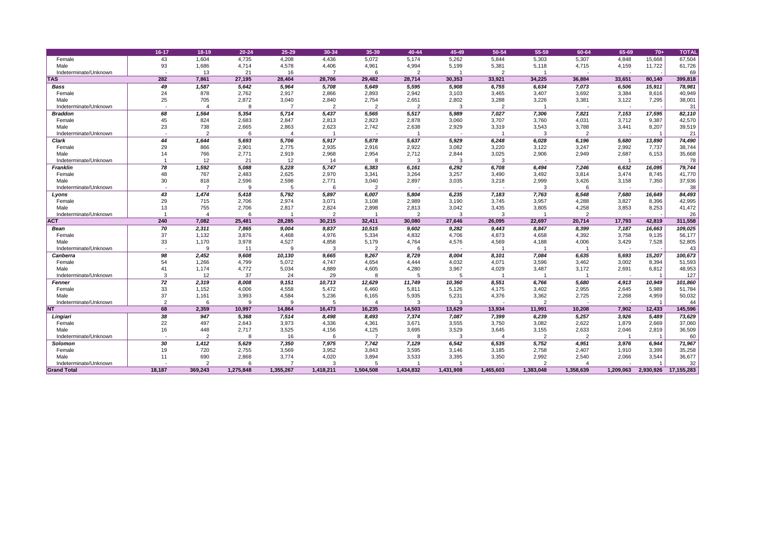| | 16-17 | 18-19 | 20-24 | 25-29 | 30-34 | 35-39 | 40-44 | 45-49 | 50-54 | 55-59 | 60-64 | 65-69 | 70+ | TOTAL |
|---|---|---|---|---|---|---|---|---|---|---|---|---|---|---|
| Female | 43 | 1,604 | 4,735 | 4,208 | 4,436 | 5,072 | 5,174 | 5,262 | 5,844 | 5,303 | 5,307 | 4,848 | 15,668 | 67,504 |
| Male | 93 | 1,686 | 4,714 | 4,578 | 4,406 | 4,961 | 4,994 | 5,199 | 5,381 | 5,118 | 4,715 | 4,159 | 11,722 | 61,726 |
| Indeterminate/Unknown | - | 13 | 21 | 16 | 7 | 6 | 2 | 1 | 2 | 1 | - | - | - | 69 |
| **TAS** | **282** | **7,861** | **27,195** | **28,404** | **28,706** | **29,482** | **28,714** | **30,353** | **33,921** | **34,225** | **36,884** | **33,651** | **80,140** | **399,818** |
| ***Bass*** | ***49*** | ***1,587*** | ***5,642*** | ***5,964*** | ***5,708*** | ***5,649*** | ***5,595*** | ***5,908*** | ***6,755*** | ***6,634*** | ***7,073*** | ***6,506*** | ***15,911*** | ***78,981*** |
| Female | 24 | 878 | 2,762 | 2,917 | 2,866 | 2,893 | 2,942 | 3,103 | 3,465 | 3,407 | 3,692 | 3,384 | 8,616 | 40,949 |
| Male | 25 | 705 | 2,872 | 3,040 | 2,840 | 2,754 | 2,651 | 2,802 | 3,288 | 3,226 | 3,381 | 3,122 | 7,295 | 38,001 |
| Indeterminate/Unknown | - | 4 | 8 | 7 | 2 | 2 | 2 | 3 | 2 | 1 | - | - | - | 31 |
| ***Braddon*** | ***68*** | ***1,564*** | ***5,354*** | ***5,714*** | ***5,437*** | ***5,565*** | ***5,517*** | ***5,989*** | ***7,027*** | ***7,306*** | ***7,821*** | ***7,153*** | ***17,595*** | ***82,110*** |
| Female | 45 | 824 | 2,683 | 2,847 | 2,813 | 2,823 | 2,878 | 3,060 | 3,707 | 3,760 | 4,031 | 3,712 | 9,387 | 42,570 |
| Male | 23 | 738 | 2,665 | 2,863 | 2,623 | 2,742 | 2,638 | 2,929 | 3,319 | 3,543 | 3,788 | 3,441 | 8,207 | 39,519 |
| Indeterminate/Unknown | - | 2 | 6 | 4 | 1 | - | 1 | - | 1 | 3 | 2 | - | 1 | 21 |
| ***Clark*** | ***44*** | ***1,644*** | ***5,693*** | ***5,706*** | ***5,917*** | ***5,878*** | ***5,637*** | ***5,929*** | ***6,248*** | ***6,028*** | ***6,196*** | ***5,680*** | ***13,890*** | ***74,490*** |
| Female | 29 | 866 | 2,901 | 2,775 | 2,935 | 2,916 | 2,922 | 3,082 | 3,220 | 3,122 | 3,247 | 2,992 | 7,737 | 38,744 |
| Male | 14 | 766 | 2,771 | 2,919 | 2,968 | 2,954 | 2,712 | 2,844 | 3,025 | 2,906 | 2,949 | 2,687 | 6,153 | 35,668 |
| Indeterminate/Unknown | 1 | 12 | 21 | 12 | 14 | 8 | 3 | 3 | 3 | - | - | 1 | - | 78 |
| ***Franklin*** | ***78*** | ***1,592*** | ***5,088*** | ***5,228*** | ***5,747*** | ***6,383*** | ***6,161*** | ***6,292*** | ***6,708*** | ***6,494*** | ***7,246*** | ***6,632*** | ***16,095*** | ***79,744*** |
| Female | 48 | 767 | 2,483 | 2,625 | 2,970 | 3,341 | 3,264 | 3,257 | 3,490 | 3,492 | 3,814 | 3,474 | 8,745 | 41,770 |
| Male | 30 | 818 | 2,596 | 2,598 | 2,771 | 3,040 | 2,897 | 3,035 | 3,218 | 2,999 | 3,426 | 3,158 | 7,350 | 37,936 |
| Indeterminate/Unknown | - | 7 | 9 | 5 | 6 | 2 | - | - | - | 3 | 6 | - | - | 38 |
| ***Lyons*** | ***43*** | ***1,474*** | ***5,418*** | ***5,792*** | ***5,897*** | ***6,007*** | ***5,804*** | ***6,235*** | ***7,183*** | ***7,763*** | ***8,548*** | ***7,680*** | ***16,649*** | ***84,493*** |
| Female | 29 | 715 | 2,706 | 2,974 | 3,071 | 3,108 | 2,989 | 3,190 | 3,745 | 3,957 | 4,288 | 3,827 | 8,396 | 42,995 |
| Male | 13 | 755 | 2,706 | 2,817 | 2,824 | 2,898 | 2,813 | 3,042 | 3,435 | 3,805 | 4,258 | 3,853 | 8,253 | 41,472 |
| Indeterminate/Unknown | 1 | 4 | 6 | 1 | 2 | 1 | 2 | 3 | 3 | 1 | 2 | - | - | 26 |
| **ACT** | **240** | **7,082** | **25,481** | **28,285** | **30,215** | **32,411** | **30,080** | **27,646** | **26,095** | **22,697** | **20,714** | **17,793** | **42,819** | **311,558** |
| ***Bean*** | ***70*** | ***2,311*** | ***7,865*** | ***9,004*** | ***9,837*** | ***10,515*** | ***9,602*** | ***9,282*** | ***9,443*** | ***8,847*** | ***8,399*** | ***7,187*** | ***16,663*** | ***109,025*** |
| Female | 37 | 1,132 | 3,876 | 4,468 | 4,976 | 5,334 | 4,832 | 4,706 | 4,873 | 4,658 | 4,392 | 3,758 | 9,135 | 56,177 |
| Male | 33 | 1,170 | 3,978 | 4,527 | 4,858 | 5,179 | 4,764 | 4,576 | 4,569 | 4,188 | 4,006 | 3,429 | 7,528 | 52,805 |
| Indeterminate/Unknown | - | 9 | 11 | 9 | 3 | 2 | 6 | - | 1 | 1 | 1 | - | - | 43 |
| ***Canberra*** | ***98*** | ***2,452*** | ***9,608*** | ***10,130*** | ***9,665*** | ***9,267*** | ***8,729*** | ***8,004*** | ***8,101*** | ***7,084*** | ***6,635*** | ***5,693*** | ***15,207*** | ***100,673*** |
| Female | 54 | 1,266 | 4,799 | 5,072 | 4,747 | 4,654 | 4,444 | 4,032 | 4,071 | 3,596 | 3,462 | 3,002 | 8,394 | 51,593 |
| Male | 41 | 1,174 | 4,772 | 5,034 | 4,889 | 4,605 | 4,280 | 3,967 | 4,029 | 3,487 | 3,172 | 2,691 | 6,812 | 48,953 |
| Indeterminate/Unknown | 3 | 12 | 37 | 24 | 29 | 8 | 5 | 5 | 1 | 1 | 1 | - | 1 | 127 |
| ***Fenner*** | ***72*** | ***2,319*** | ***8,008*** | ***9,151*** | ***10,713*** | ***12,629*** | ***11,749*** | ***10,360*** | ***8,551*** | ***6,766*** | ***5,680*** | ***4,913*** | ***10,949*** | ***101,860*** |
| Female | 33 | 1,152 | 4,006 | 4,558 | 5,472 | 6,460 | 5,811 | 5,126 | 4,175 | 3,402 | 2,955 | 2,645 | 5,989 | 51,784 |
| Male | 37 | 1,161 | 3,993 | 4,584 | 5,236 | 6,165 | 5,935 | 5,231 | 4,376 | 3,362 | 2,725 | 2,268 | 4,959 | 50,032 |
| Indeterminate/Unknown | 2 | 6 | 9 | 9 | 5 | 4 | 3 | 3 | - | 2 | - | - | 1 | 44 |
| **NT** | **68** | **2,359** | **10,997** | **14,864** | **16,473** | **16,235** | **14,503** | **13,629** | **13,934** | **11,991** | **10,208** | **7,902** | **12,433** | **145,596** |
| ***Lingiari*** | ***38*** | ***947*** | ***5,368*** | ***7,514*** | ***8,498*** | ***8,493*** | ***7,374*** | ***7,087*** | ***7,399*** | ***6,239*** | ***5,257*** | ***3,926*** | ***5,489*** | ***73,629*** |
| Female | 22 | 497 | 2,643 | 3,973 | 4,336 | 4,361 | 3,671 | 3,555 | 3,750 | 3,082 | 2,622 | 1,879 | 2,669 | 37,060 |
| Male | 16 | 448 | 2,717 | 3,525 | 4,156 | 4,125 | 3,695 | 3,529 | 3,645 | 3,155 | 2,633 | 2,046 | 2,819 | 36,509 |
| Indeterminate/Unknown | - | 2 | 8 | 16 | 6 | 7 | 8 | 3 | 4 | 2 | 2 | 1 | 1 | 60 |
| ***Solomon*** | ***30*** | ***1,412*** | ***5,629*** | ***7,350*** | ***7,975*** | ***7,742*** | ***7,129*** | ***6,542*** | ***6,535*** | ***5,752*** | ***4,951*** | ***3,976*** | ***6,944*** | ***71,967*** |
| Female | 19 | 720 | 2,755 | 3,569 | 3,952 | 3,843 | 3,595 | 3,146 | 3,185 | 2,758 | 2,407 | 1,910 | 3,399 | 35,258 |
| Male | 11 | 690 | 2,868 | 3,774 | 4,020 | 3,894 | 3,533 | 3,395 | 3,350 | 2,992 | 2,540 | 2,066 | 3,544 | 36,677 |
| Indeterminate/Unknown | - | 2 | 6 | 7 | 3 | 5 | 1 | 1 | - | 2 | 4 | - | 1 | 32 |
| **Grand Total** | **18,187** | **369,243** | **1,275,848** | **1,355,267** | **1,418,211** | **1,504,508** | **1,434,832** | **1,431,908** | **1,465,603** | **1,383,048** | **1,358,639** | **1,209,063** | **2,930,926** | **17,155,283** |